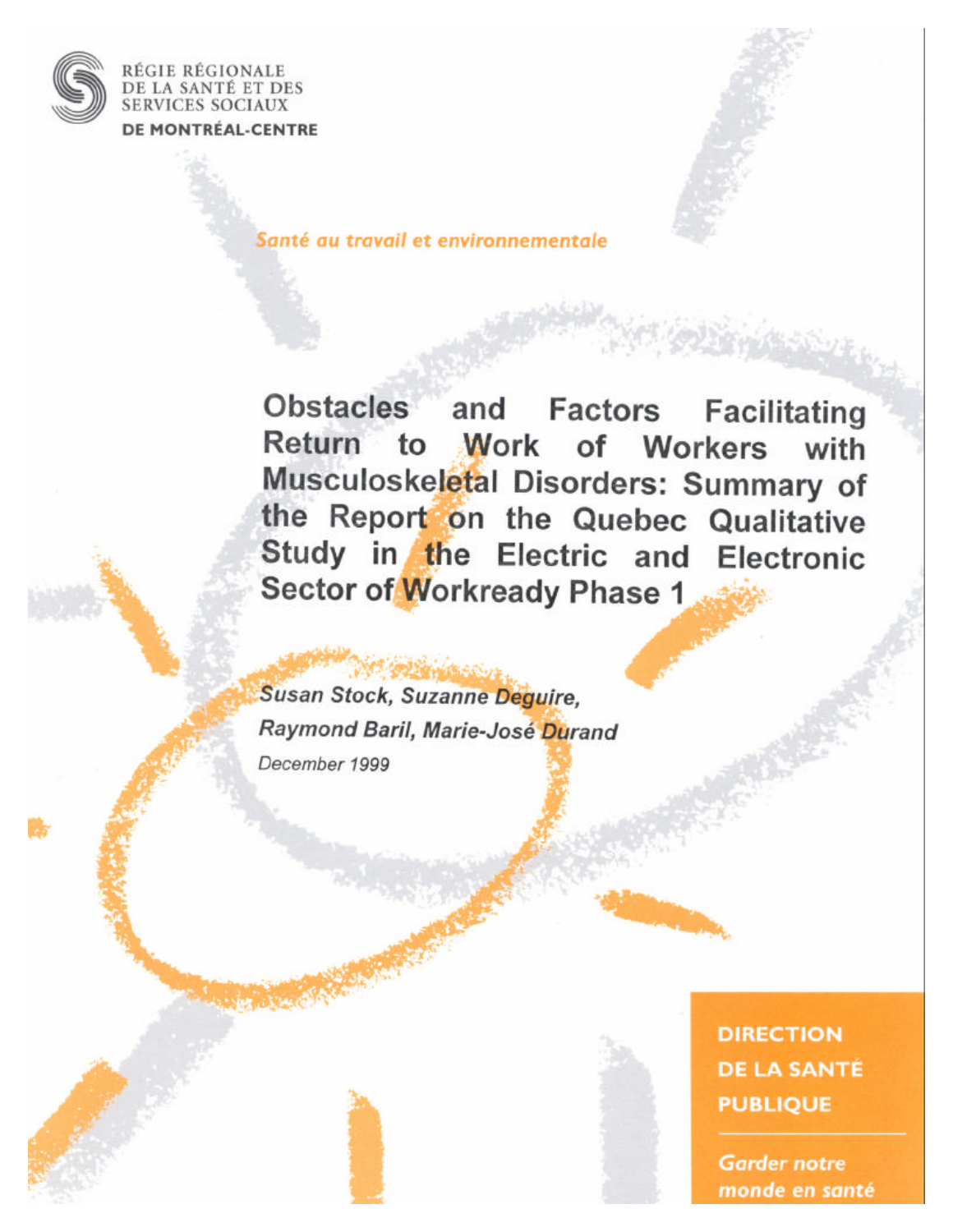RÉGIE RÉGIONALE
DE LA SANTÉ ET DES
SERVICES SOCIAUX
**DE MONTRÉAL-CENTRE**

*Santé au travail et environnementale*

# Obstacles and Factors Facilitating Return to Work of Workers with Musculoskeletal Disorders: Summary of the Report on the Quebec Qualitative Study in the Electric and Electronic Sector of Workready Phase 1

***Susan Stock, Suzanne Deguire, Raymond Baril, Marie-José Durand***

*December 1999*

**DIRECTION DE LA SANTÉ PUBLIQUE**

***Garder notre monde en santé***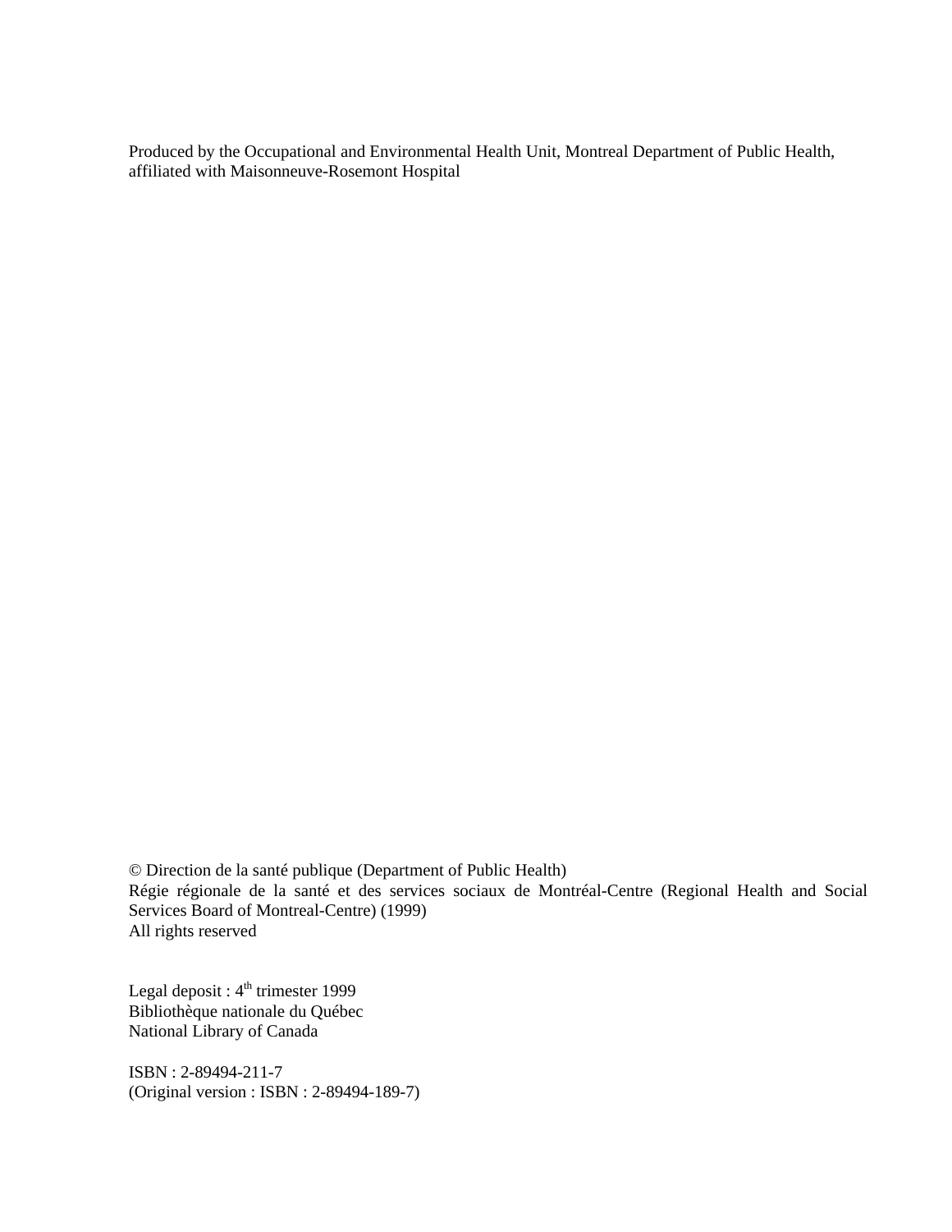Produced by the Occupational and Environmental Health Unit, Montreal Department of Public Health, affiliated with Maisonneuve-Rosemont Hospital

© Direction de la santé publique (Department of Public Health)
Régie régionale de la santé et des services sociaux de Montréal-Centre (Regional Health and Social Services Board of Montreal-Centre) (1999)
All rights reserved

Legal deposit : 4th trimester 1999
Bibliothèque nationale du Québec
National Library of Canada

ISBN : 2-89494-211-7
(Original version : ISBN : 2-89494-189-7)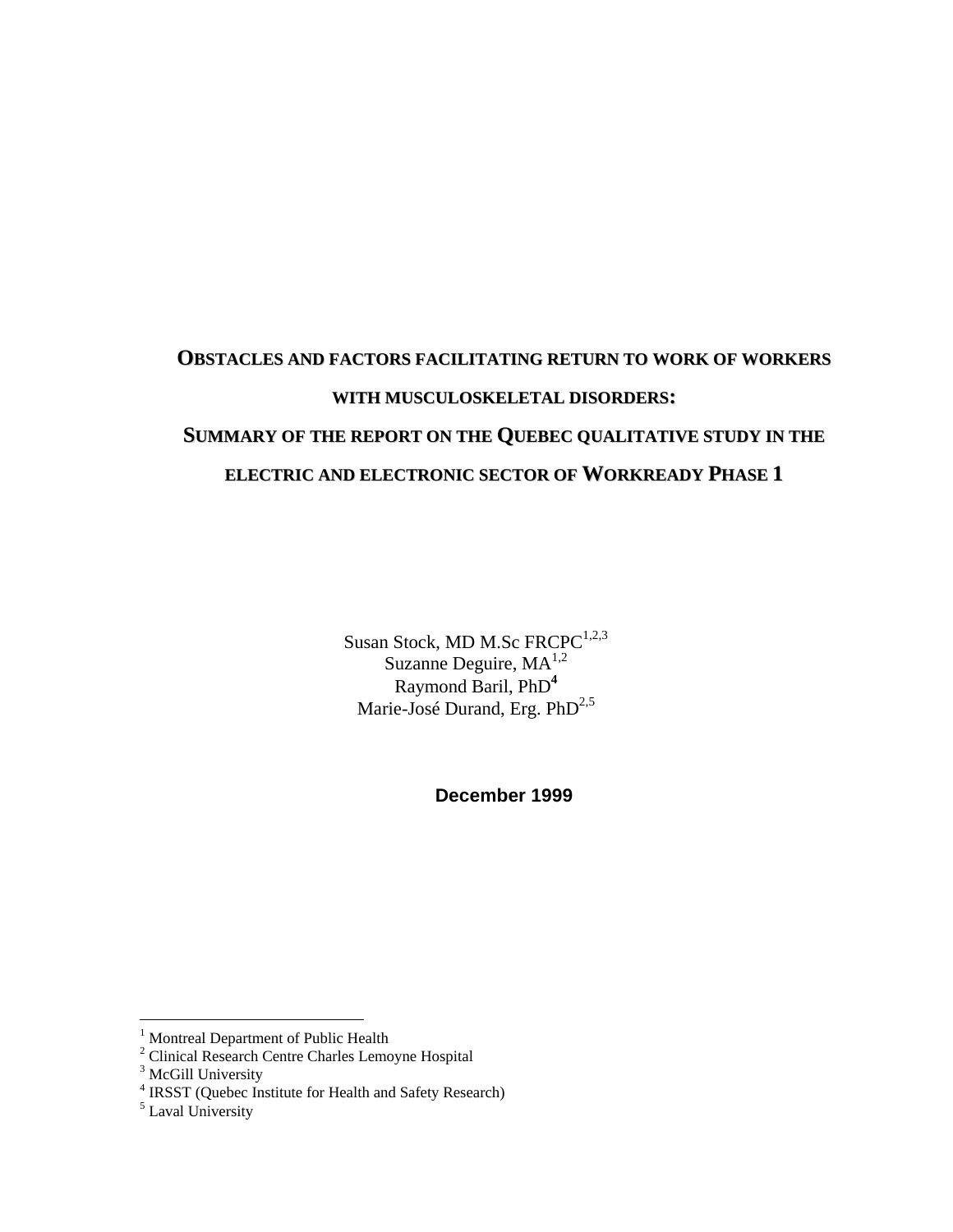# OBSTACLES AND FACTORS FACILITATING RETURN TO WORK OF WORKERS WITH MUSCULOSKELETAL DISORDERS:

# SUMMARY OF THE REPORT ON THE QUEBEC QUALITATIVE STUDY IN THE ELECTRIC AND ELECTRONIC SECTOR OF WORKREADY PHASE 1

Susan Stock, MD M.Sc FRCPC[1,2,3]
Suzanne Deguire, MA[1,2]
Raymond Baril, PhD[4]
Marie-José Durand, Erg. PhD[2,5]

**December 1999**

[1] Montreal Department of Public Health
[2] Clinical Research Centre Charles Lemoyne Hospital
[3] McGill University
[4] IRSST (Quebec Institute for Health and Safety Research)
[5] Laval University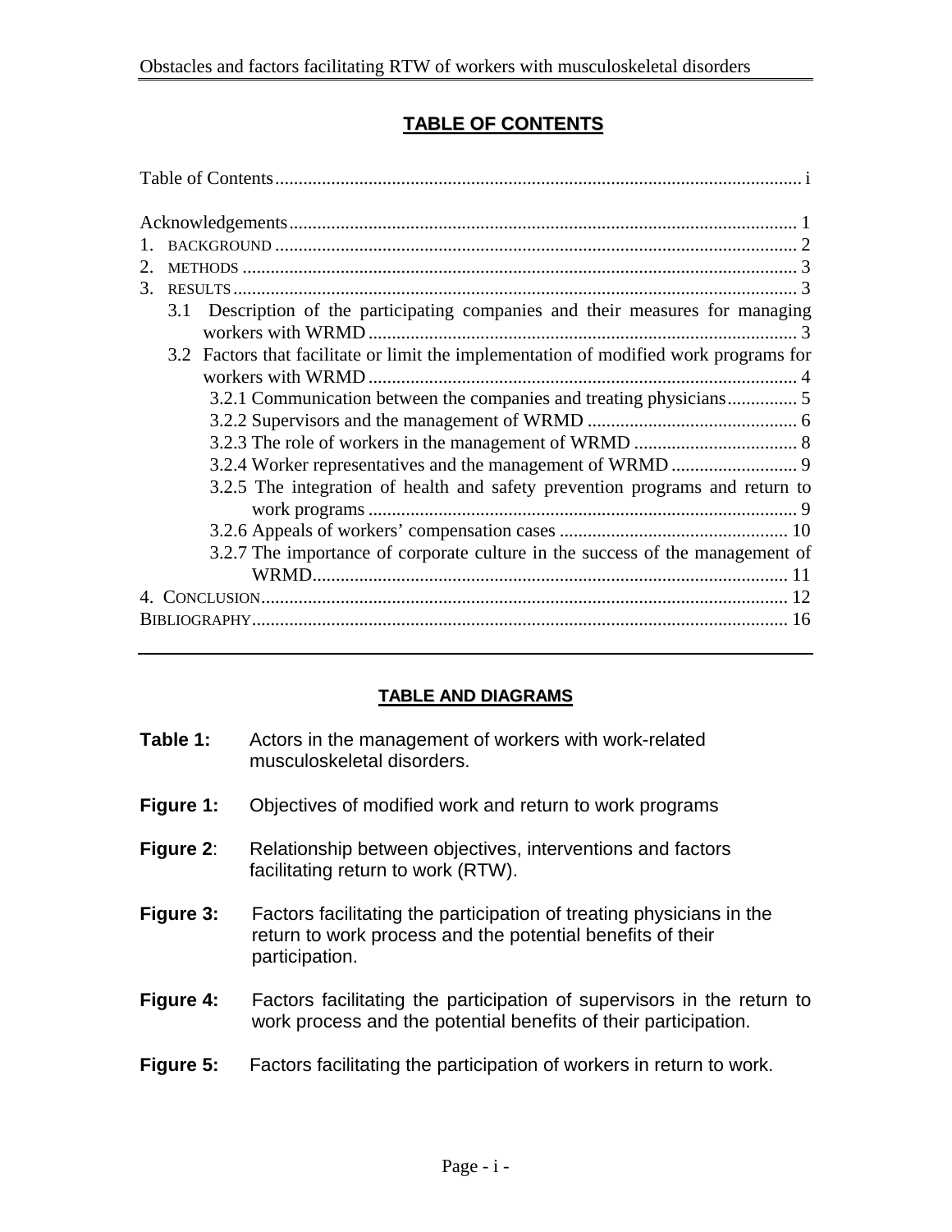# TABLE OF CONTENTS

Table of Contents ................................................................................................................ i

Acknowledgements ............................................................................................................ 1

1. BACKGROUND ................................................................................................................ 2
2. METHODS ...................................................................................................................... 3
3. RESULTS ........................................................................................................................ 3
   - 3.1 Description of the participating companies and their measures for managing workers with WRMD ............................................................................................ 3
   - 3.2 Factors that facilitate or limit the implementation of modified work programs for workers with WRMD ............................................................................................ 4
     - 3.2.1 Communication between the companies and treating physicians ............... 5
     - 3.2.2 Supervisors and the management of WRMD ............................................. 6
     - 3.2.3 The role of workers in the management of WRMD ................................... 8
     - 3.2.4 Worker representatives and the management of WRMD ........................... 9
     - 3.2.5 The integration of health and safety prevention programs and return to work programs ............................................................................................ 9
     - 3.2.6 Appeals of workers' compensation cases ................................................ 10
     - 3.2.7 The importance of corporate culture in the success of the management of WRMD..................................................................................................... 11
4. CONCLUSION ................................................................................................................ 12

BIBLIOGRAPHY ................................................................................................................ 16

---

## TABLE AND DIAGRAMS

**Table 1:** Actors in the management of workers with work-related musculoskeletal disorders.

**Figure 1:** Objectives of modified work and return to work programs

**Figure 2**: Relationship between objectives, interventions and factors facilitating return to work (RTW).

**Figure 3:** Factors facilitating the participation of treating physicians in the return to work process and the potential benefits of their participation.

**Figure 4:** Factors facilitating the participation of supervisors in the return to work process and the potential benefits of their participation.

**Figure 5:** Factors facilitating the participation of workers in return to work.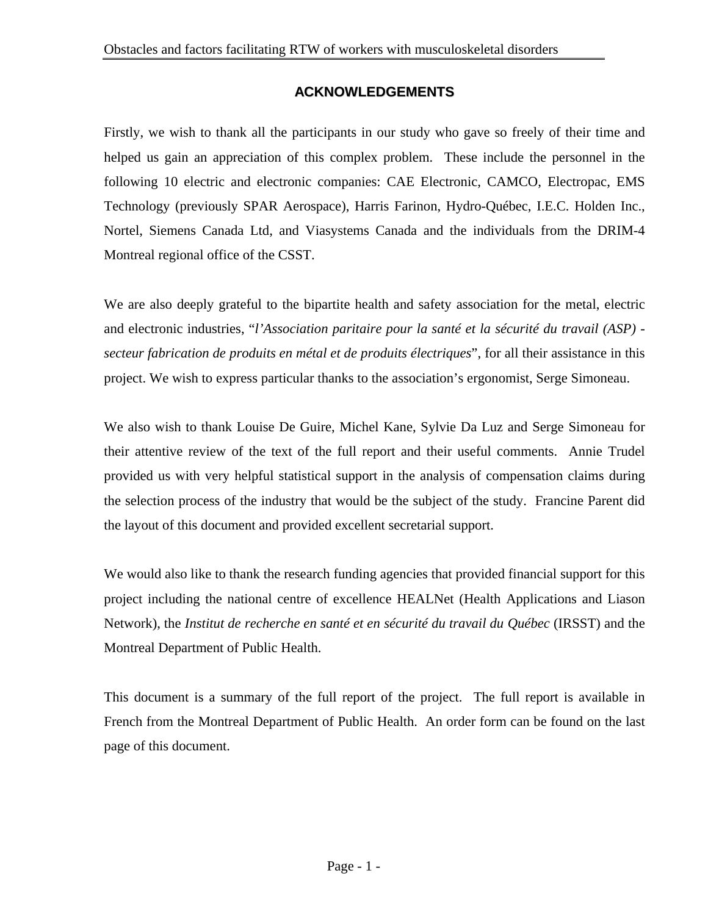## ACKNOWLEDGEMENTS

Firstly, we wish to thank all the participants in our study who gave so freely of their time and helped us gain an appreciation of this complex problem. These include the personnel in the following 10 electric and electronic companies: CAE Electronic, CAMCO, Electropac, EMS Technology (previously SPAR Aerospace), Harris Farinon, Hydro-Québec, I.E.C. Holden Inc., Nortel, Siemens Canada Ltd, and Viasystems Canada and the individuals from the DRIM-4 Montreal regional office of the CSST.

We are also deeply grateful to the bipartite health and safety association for the metal, electric and electronic industries, "*l'Association paritaire pour la santé et la sécurité du travail (ASP) - secteur fabrication de produits en métal et de produits électriques*", for all their assistance in this project. We wish to express particular thanks to the association's ergonomist, Serge Simoneau.

We also wish to thank Louise De Guire, Michel Kane, Sylvie Da Luz and Serge Simoneau for their attentive review of the text of the full report and their useful comments. Annie Trudel provided us with very helpful statistical support in the analysis of compensation claims during the selection process of the industry that would be the subject of the study. Francine Parent did the layout of this document and provided excellent secretarial support.

We would also like to thank the research funding agencies that provided financial support for this project including the national centre of excellence HEALNet (Health Applications and Liason Network), the *Institut de recherche en santé et en sécurité du travail du Québec* (IRSST) and the Montreal Department of Public Health.

This document is a summary of the full report of the project. The full report is available in French from the Montreal Department of Public Health. An order form can be found on the last page of this document.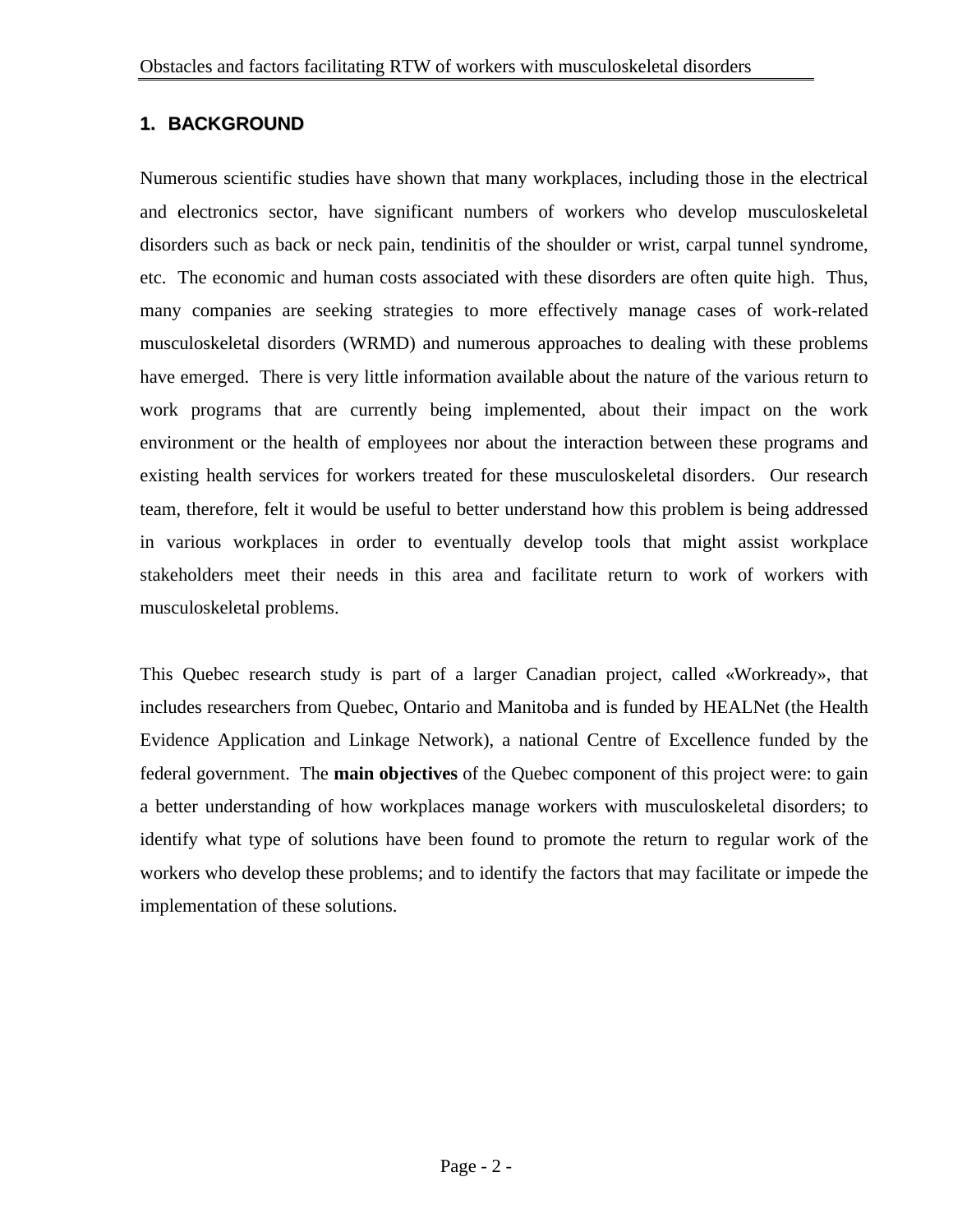# 1. BACKGROUND

Numerous scientific studies have shown that many workplaces, including those in the electrical and electronics sector, have significant numbers of workers who develop musculoskeletal disorders such as back or neck pain, tendinitis of the shoulder or wrist, carpal tunnel syndrome, etc. The economic and human costs associated with these disorders are often quite high. Thus, many companies are seeking strategies to more effectively manage cases of work-related musculoskeletal disorders (WRMD) and numerous approaches to dealing with these problems have emerged. There is very little information available about the nature of the various return to work programs that are currently being implemented, about their impact on the work environment or the health of employees nor about the interaction between these programs and existing health services for workers treated for these musculoskeletal disorders. Our research team, therefore, felt it would be useful to better understand how this problem is being addressed in various workplaces in order to eventually develop tools that might assist workplace stakeholders meet their needs in this area and facilitate return to work of workers with musculoskeletal problems.

This Quebec research study is part of a larger Canadian project, called «Workready», that includes researchers from Quebec, Ontario and Manitoba and is funded by HEALNet (the Health Evidence Application and Linkage Network), a national Centre of Excellence funded by the federal government. The **main objectives** of the Quebec component of this project were: to gain a better understanding of how workplaces manage workers with musculoskeletal disorders; to identify what type of solutions have been found to promote the return to regular work of the workers who develop these problems; and to identify the factors that may facilitate or impede the implementation of these solutions.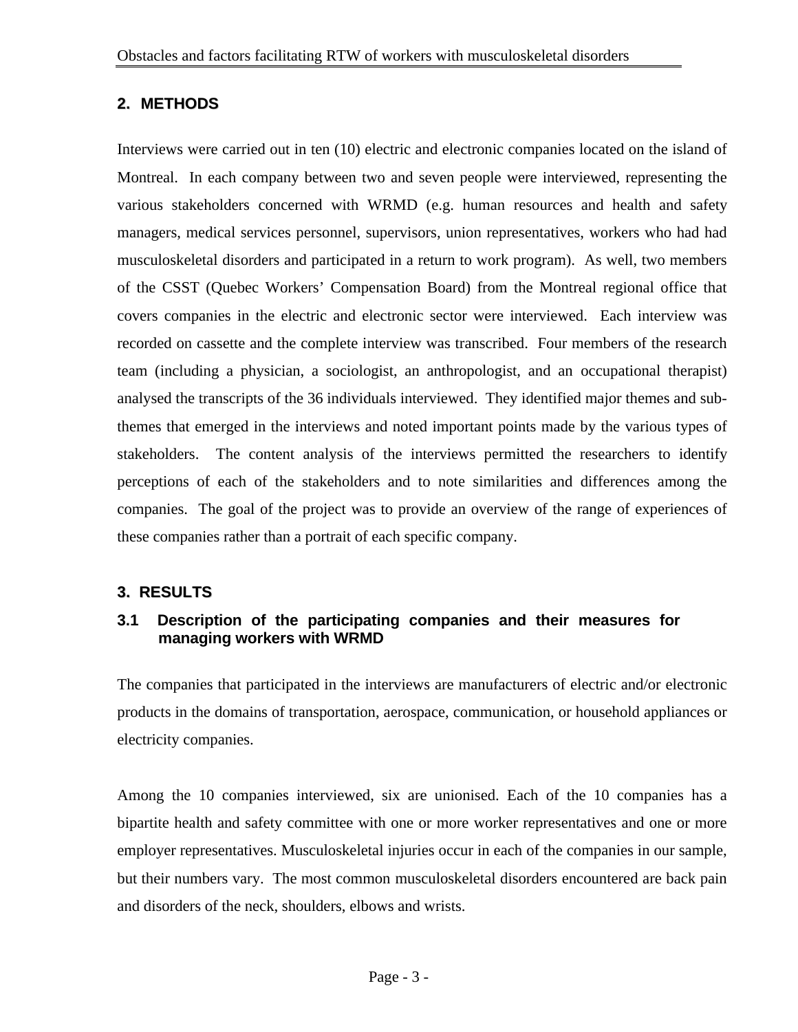## 2. METHODS

Interviews were carried out in ten (10) electric and electronic companies located on the island of Montreal. In each company between two and seven people were interviewed, representing the various stakeholders concerned with WRMD (e.g. human resources and health and safety managers, medical services personnel, supervisors, union representatives, workers who had had musculoskeletal disorders and participated in a return to work program). As well, two members of the CSST (Quebec Workers' Compensation Board) from the Montreal regional office that covers companies in the electric and electronic sector were interviewed. Each interview was recorded on cassette and the complete interview was transcribed. Four members of the research team (including a physician, a sociologist, an anthropologist, and an occupational therapist) analysed the transcripts of the 36 individuals interviewed. They identified major themes and sub-themes that emerged in the interviews and noted important points made by the various types of stakeholders. The content analysis of the interviews permitted the researchers to identify perceptions of each of the stakeholders and to note similarities and differences among the companies. The goal of the project was to provide an overview of the range of experiences of these companies rather than a portrait of each specific company.

## 3. RESULTS

### 3.1 Description of the participating companies and their measures for managing workers with WRMD

The companies that participated in the interviews are manufacturers of electric and/or electronic products in the domains of transportation, aerospace, communication, or household appliances or electricity companies.

Among the 10 companies interviewed, six are unionised. Each of the 10 companies has a bipartite health and safety committee with one or more worker representatives and one or more employer representatives. Musculoskeletal injuries occur in each of the companies in our sample, but their numbers vary. The most common musculoskeletal disorders encountered are back pain and disorders of the neck, shoulders, elbows and wrists.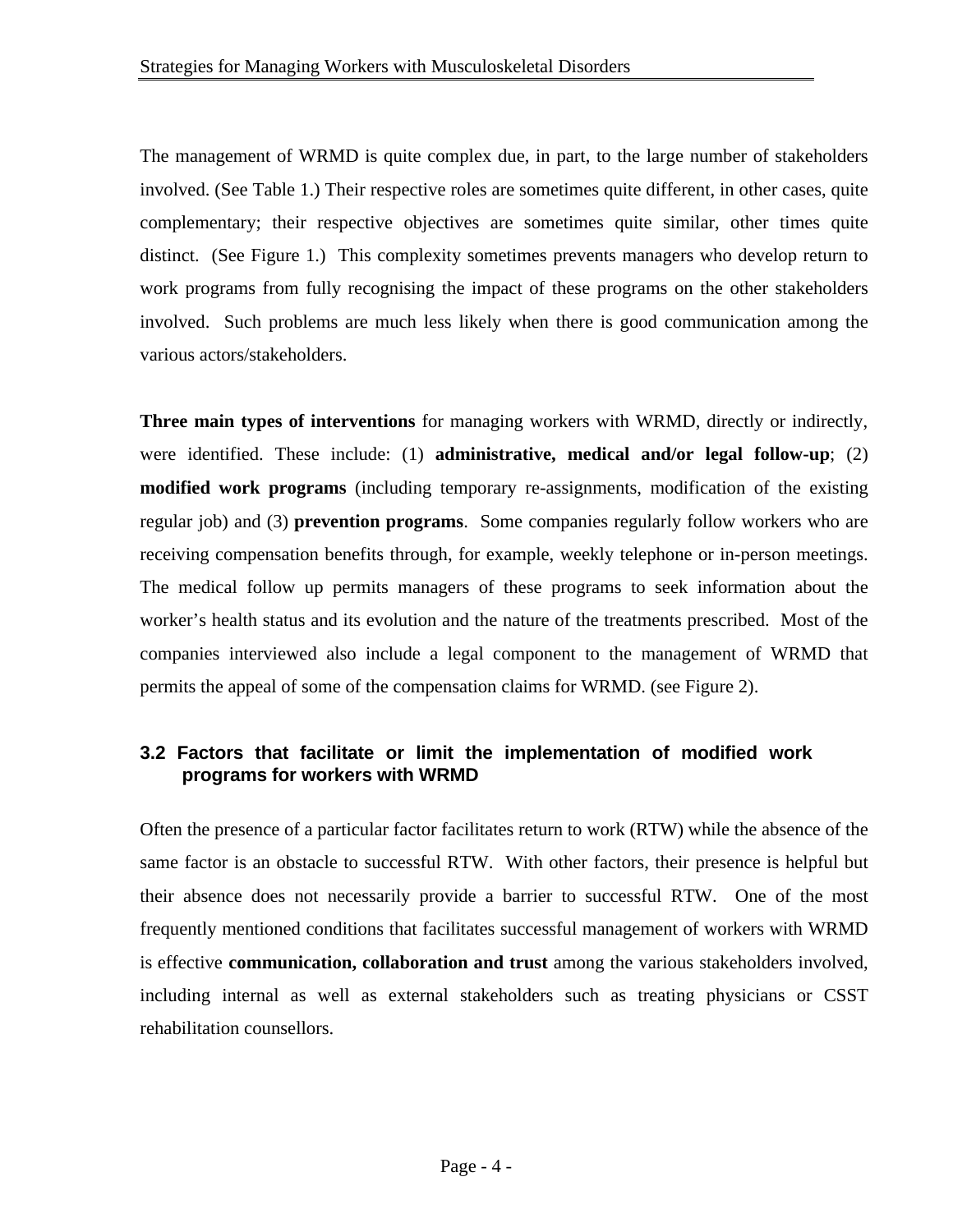The management of WRMD is quite complex due, in part, to the large number of stakeholders involved. (See Table 1.) Their respective roles are sometimes quite different, in other cases, quite complementary; their respective objectives are sometimes quite similar, other times quite distinct. (See Figure 1.) This complexity sometimes prevents managers who develop return to work programs from fully recognising the impact of these programs on the other stakeholders involved. Such problems are much less likely when there is good communication among the various actors/stakeholders.

**Three main types of interventions** for managing workers with WRMD, directly or indirectly, were identified. These include: (1) **administrative, medical and/or legal follow-up**; (2) **modified work programs** (including temporary re-assignments, modification of the existing regular job) and (3) **prevention programs**. Some companies regularly follow workers who are receiving compensation benefits through, for example, weekly telephone or in-person meetings. The medical follow up permits managers of these programs to seek information about the worker's health status and its evolution and the nature of the treatments prescribed. Most of the companies interviewed also include a legal component to the management of WRMD that permits the appeal of some of the compensation claims for WRMD. (see Figure 2).

### 3.2 Factors that facilitate or limit the implementation of modified work programs for workers with WRMD

Often the presence of a particular factor facilitates return to work (RTW) while the absence of the same factor is an obstacle to successful RTW. With other factors, their presence is helpful but their absence does not necessarily provide a barrier to successful RTW. One of the most frequently mentioned conditions that facilitates successful management of workers with WRMD is effective **communication, collaboration and trust** among the various stakeholders involved, including internal as well as external stakeholders such as treating physicians or CSST rehabilitation counsellors.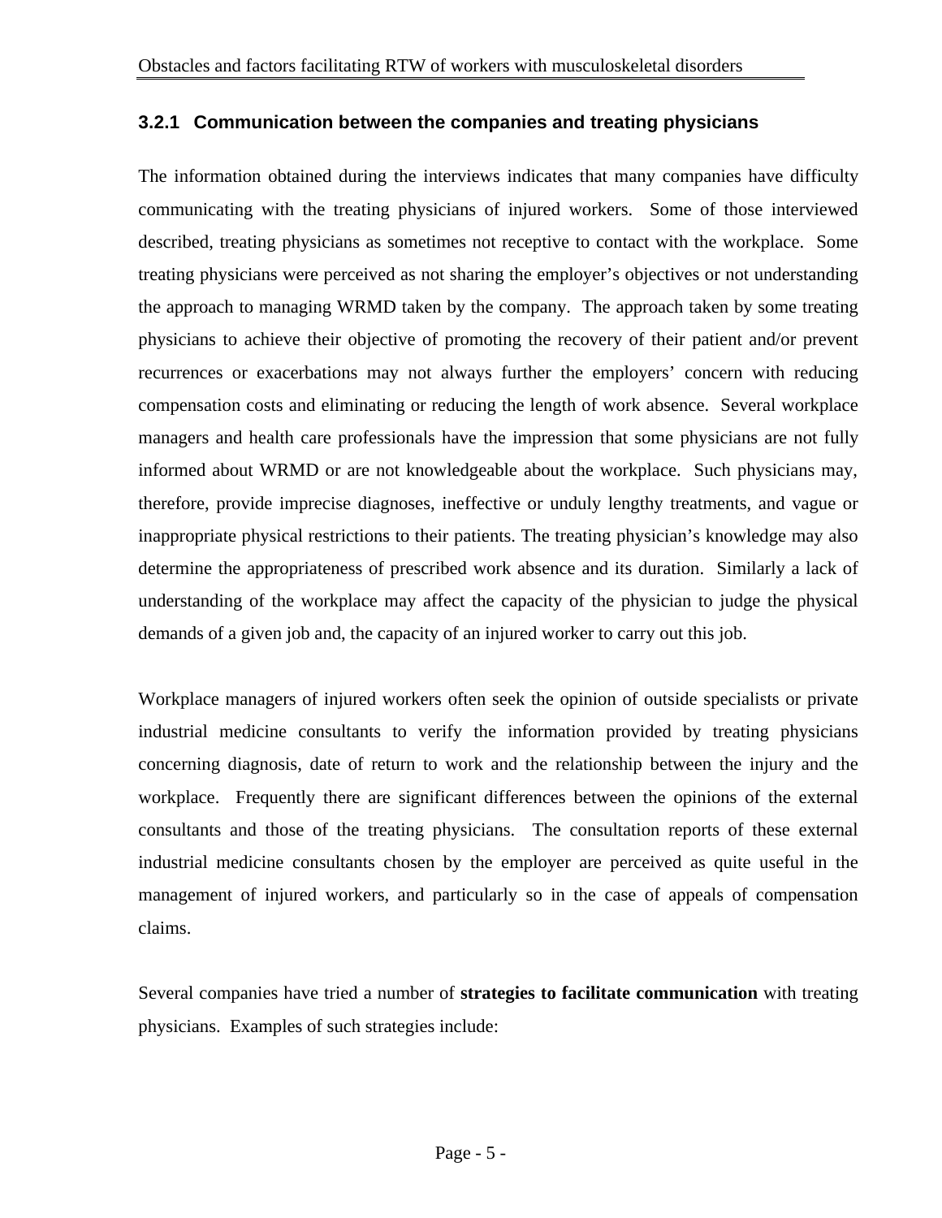### 3.2.1 Communication between the companies and treating physicians

The information obtained during the interviews indicates that many companies have difficulty communicating with the treating physicians of injured workers. Some of those interviewed described, treating physicians as sometimes not receptive to contact with the workplace. Some treating physicians were perceived as not sharing the employer's objectives or not understanding the approach to managing WRMD taken by the company. The approach taken by some treating physicians to achieve their objective of promoting the recovery of their patient and/or prevent recurrences or exacerbations may not always further the employers' concern with reducing compensation costs and eliminating or reducing the length of work absence. Several workplace managers and health care professionals have the impression that some physicians are not fully informed about WRMD or are not knowledgeable about the workplace. Such physicians may, therefore, provide imprecise diagnoses, ineffective or unduly lengthy treatments, and vague or inappropriate physical restrictions to their patients. The treating physician's knowledge may also determine the appropriateness of prescribed work absence and its duration. Similarly a lack of understanding of the workplace may affect the capacity of the physician to judge the physical demands of a given job and, the capacity of an injured worker to carry out this job.

Workplace managers of injured workers often seek the opinion of outside specialists or private industrial medicine consultants to verify the information provided by treating physicians concerning diagnosis, date of return to work and the relationship between the injury and the workplace. Frequently there are significant differences between the opinions of the external consultants and those of the treating physicians. The consultation reports of these external industrial medicine consultants chosen by the employer are perceived as quite useful in the management of injured workers, and particularly so in the case of appeals of compensation claims.

Several companies have tried a number of **strategies to facilitate communication** with treating physicians. Examples of such strategies include: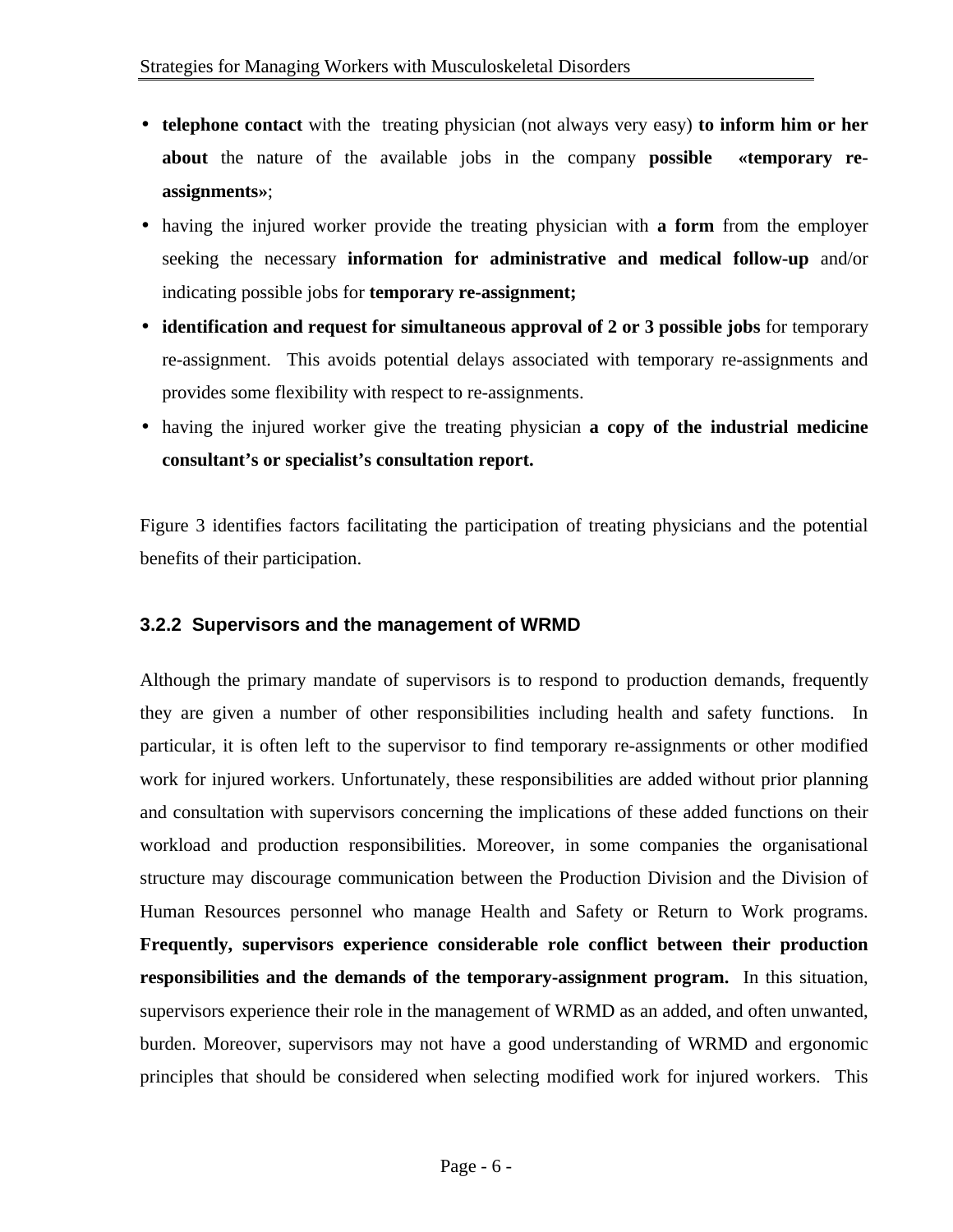- **telephone contact** with the treating physician (not always very easy) **to inform him or her about** the nature of the available jobs in the company **possible «temporary re-assignments»**;
- having the injured worker provide the treating physician with **a form** from the employer seeking the necessary **information for administrative and medical follow-up** and/or indicating possible jobs for **temporary re-assignment;**
- **identification and request for simultaneous approval of 2 or 3 possible jobs** for temporary re-assignment. This avoids potential delays associated with temporary re-assignments and provides some flexibility with respect to re-assignments.
- having the injured worker give the treating physician **a copy of the industrial medicine consultant's or specialist's consultation report.**

Figure 3 identifies factors facilitating the participation of treating physicians and the potential benefits of their participation.

### 3.2.2 Supervisors and the management of WRMD

Although the primary mandate of supervisors is to respond to production demands, frequently they are given a number of other responsibilities including health and safety functions. In particular, it is often left to the supervisor to find temporary re-assignments or other modified work for injured workers. Unfortunately, these responsibilities are added without prior planning and consultation with supervisors concerning the implications of these added functions on their workload and production responsibilities. Moreover, in some companies the organisational structure may discourage communication between the Production Division and the Division of Human Resources personnel who manage Health and Safety or Return to Work programs. **Frequently, supervisors experience considerable role conflict between their production responsibilities and the demands of the temporary-assignment program.** In this situation, supervisors experience their role in the management of WRMD as an added, and often unwanted, burden. Moreover, supervisors may not have a good understanding of WRMD and ergonomic principles that should be considered when selecting modified work for injured workers. This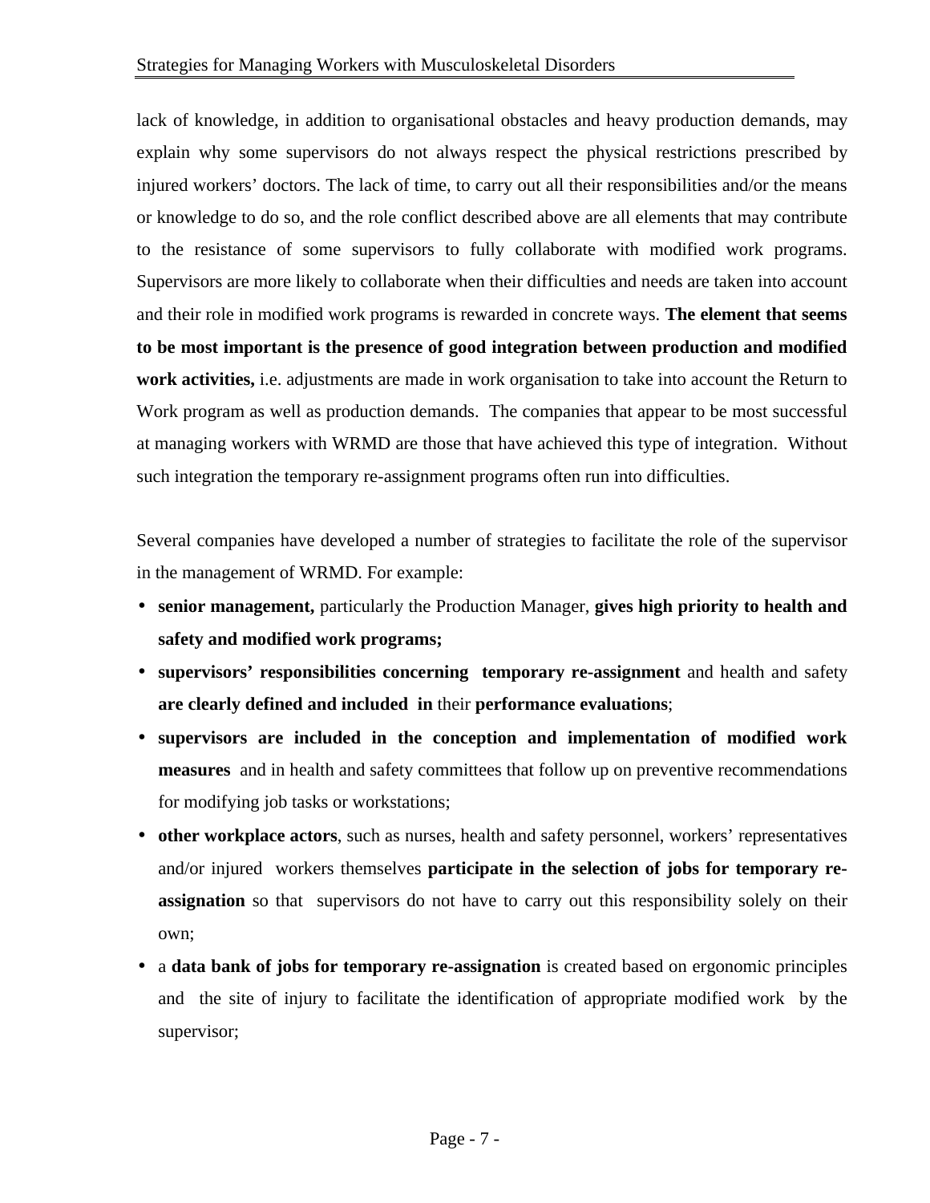lack of knowledge, in addition to organisational obstacles and heavy production demands, may explain why some supervisors do not always respect the physical restrictions prescribed by injured workers' doctors. The lack of time, to carry out all their responsibilities and/or the means or knowledge to do so, and the role conflict described above are all elements that may contribute to the resistance of some supervisors to fully collaborate with modified work programs. Supervisors are more likely to collaborate when their difficulties and needs are taken into account and their role in modified work programs is rewarded in concrete ways. **The element that seems to be most important is the presence of good integration between production and modified work activities,** i.e. adjustments are made in work organisation to take into account the Return to Work program as well as production demands. The companies that appear to be most successful at managing workers with WRMD are those that have achieved this type of integration. Without such integration the temporary re-assignment programs often run into difficulties.

Several companies have developed a number of strategies to facilitate the role of the supervisor in the management of WRMD. For example:

- **senior management,** particularly the Production Manager, **gives high priority to health and safety and modified work programs;**
- **supervisors' responsibilities concerning temporary re-assignment** and health and safety **are clearly defined and included in** their **performance evaluations**;
- **supervisors are included in the conception and implementation of modified work measures** and in health and safety committees that follow up on preventive recommendations for modifying job tasks or workstations;
- **other workplace actors**, such as nurses, health and safety personnel, workers' representatives and/or injured workers themselves **participate in the selection of jobs for temporary re-assignation** so that supervisors do not have to carry out this responsibility solely on their own;
- a **data bank of jobs for temporary re-assignation** is created based on ergonomic principles and the site of injury to facilitate the identification of appropriate modified work by the supervisor;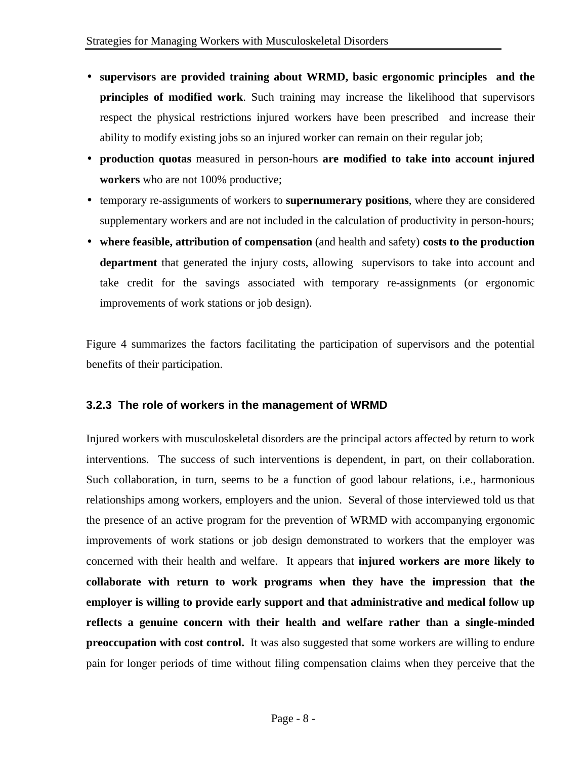- **supervisors are provided training about WRMD, basic ergonomic principles and the principles of modified work**. Such training may increase the likelihood that supervisors respect the physical restrictions injured workers have been prescribed and increase their ability to modify existing jobs so an injured worker can remain on their regular job;
- **production quotas** measured in person-hours **are modified to take into account injured workers** who are not 100% productive;
- temporary re-assignments of workers to **supernumerary positions**, where they are considered supplementary workers and are not included in the calculation of productivity in person-hours;
- **where feasible, attribution of compensation** (and health and safety) **costs to the production department** that generated the injury costs, allowing supervisors to take into account and take credit for the savings associated with temporary re-assignments (or ergonomic improvements of work stations or job design).

Figure 4 summarizes the factors facilitating the participation of supervisors and the potential benefits of their participation.

### 3.2.3 The role of workers in the management of WRMD

Injured workers with musculoskeletal disorders are the principal actors affected by return to work interventions. The success of such interventions is dependent, in part, on their collaboration. Such collaboration, in turn, seems to be a function of good labour relations, i.e., harmonious relationships among workers, employers and the union. Several of those interviewed told us that the presence of an active program for the prevention of WRMD with accompanying ergonomic improvements of work stations or job design demonstrated to workers that the employer was concerned with their health and welfare. It appears that **injured workers are more likely to collaborate with return to work programs when they have the impression that the employer is willing to provide early support and that administrative and medical follow up reflects a genuine concern with their health and welfare rather than a single-minded preoccupation with cost control.** It was also suggested that some workers are willing to endure pain for longer periods of time without filing compensation claims when they perceive that the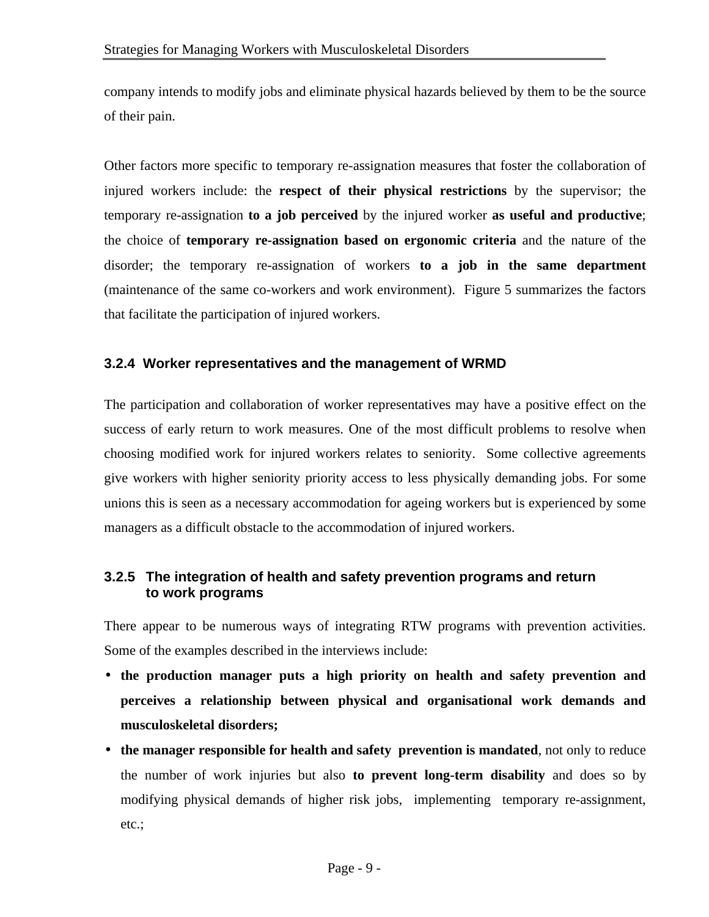company intends to modify jobs and eliminate physical hazards believed by them to be the source of their pain.

Other factors more specific to temporary re-assignation measures that foster the collaboration of injured workers include: the **respect of their physical restrictions** by the supervisor; the temporary re-assignation **to a job perceived** by the injured worker **as useful and productive**; the choice of **temporary re-assignation based on ergonomic criteria** and the nature of the disorder; the temporary re-assignation of workers **to a job in the same department** (maintenance of the same co-workers and work environment). Figure 5 summarizes the factors that facilitate the participation of injured workers.

### 3.2.4 Worker representatives and the management of WRMD

The participation and collaboration of worker representatives may have a positive effect on the success of early return to work measures. One of the most difficult problems to resolve when choosing modified work for injured workers relates to seniority. Some collective agreements give workers with higher seniority priority access to less physically demanding jobs. For some unions this is seen as a necessary accommodation for ageing workers but is experienced by some managers as a difficult obstacle to the accommodation of injured workers.

### 3.2.5 The integration of health and safety prevention programs and return to work programs

There appear to be numerous ways of integrating RTW programs with prevention activities. Some of the examples described in the interviews include:

- **the production manager puts a high priority on health and safety prevention and perceives a relationship between physical and organisational work demands and musculoskeletal disorders;**
- **the manager responsible for health and safety prevention is mandated**, not only to reduce the number of work injuries but also **to prevent long-term disability** and does so by modifying physical demands of higher risk jobs, implementing temporary re-assignment, etc.;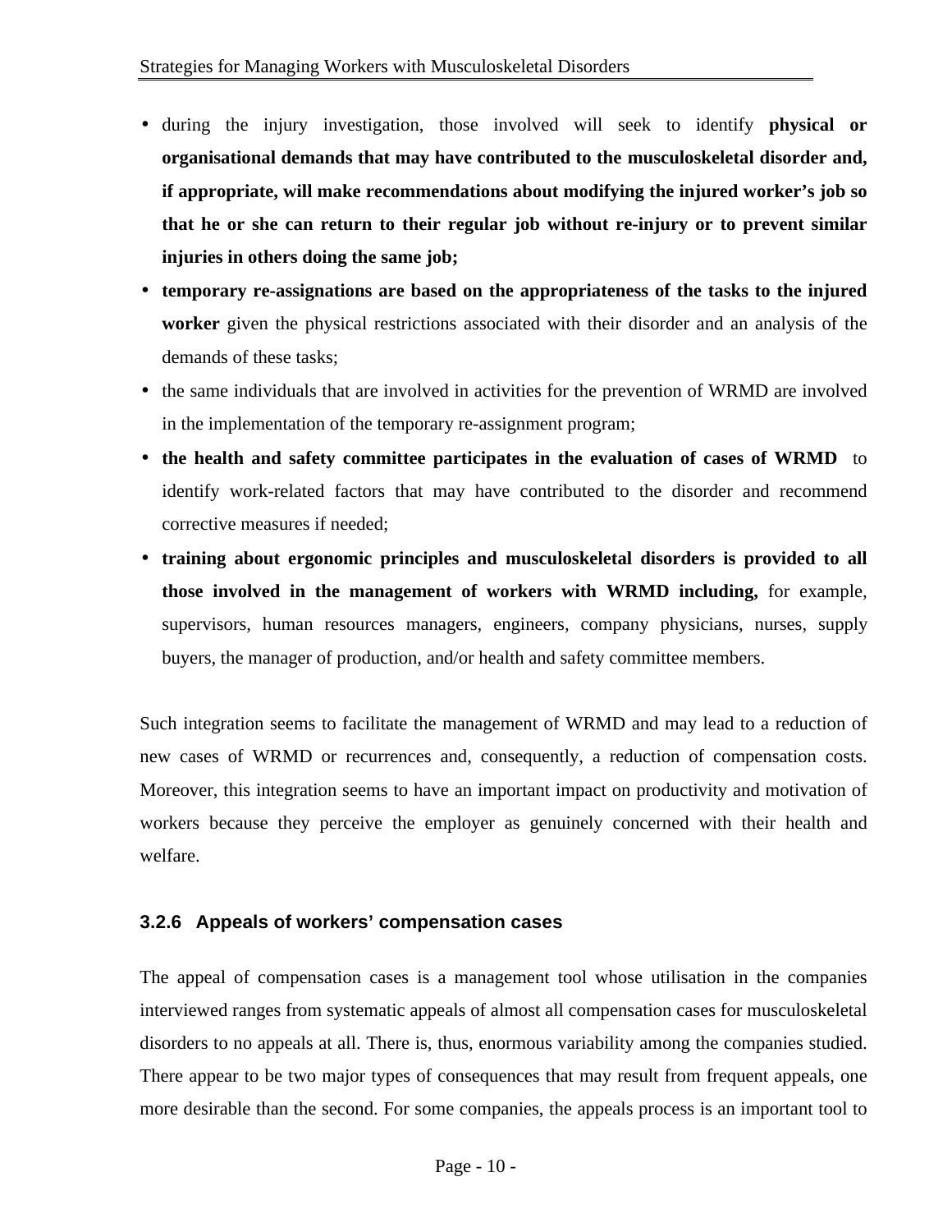- during the injury investigation, those involved will seek to identify **physical or organisational demands that may have contributed to the musculoskeletal disorder and, if appropriate, will make recommendations about modifying the injured worker's job so that he or she can return to their regular job without re-injury or to prevent similar injuries in others doing the same job;**
- **temporary re-assignations are based on the appropriateness of the tasks to the injured worker** given the physical restrictions associated with their disorder and an analysis of the demands of these tasks;
- the same individuals that are involved in activities for the prevention of WRMD are involved in the implementation of the temporary re-assignment program;
- **the health and safety committee participates in the evaluation of cases of WRMD** to identify work-related factors that may have contributed to the disorder and recommend corrective measures if needed;
- **training about ergonomic principles and musculoskeletal disorders is provided to all those involved in the management of workers with WRMD including,** for example, supervisors, human resources managers, engineers, company physicians, nurses, supply buyers, the manager of production, and/or health and safety committee members.

Such integration seems to facilitate the management of WRMD and may lead to a reduction of new cases of WRMD or recurrences and, consequently, a reduction of compensation costs. Moreover, this integration seems to have an important impact on productivity and motivation of workers because they perceive the employer as genuinely concerned with their health and welfare.

### 3.2.6 Appeals of workers' compensation cases

The appeal of compensation cases is a management tool whose utilisation in the companies interviewed ranges from systematic appeals of almost all compensation cases for musculoskeletal disorders to no appeals at all. There is, thus, enormous variability among the companies studied. There appear to be two major types of consequences that may result from frequent appeals, one more desirable than the second. For some companies, the appeals process is an important tool to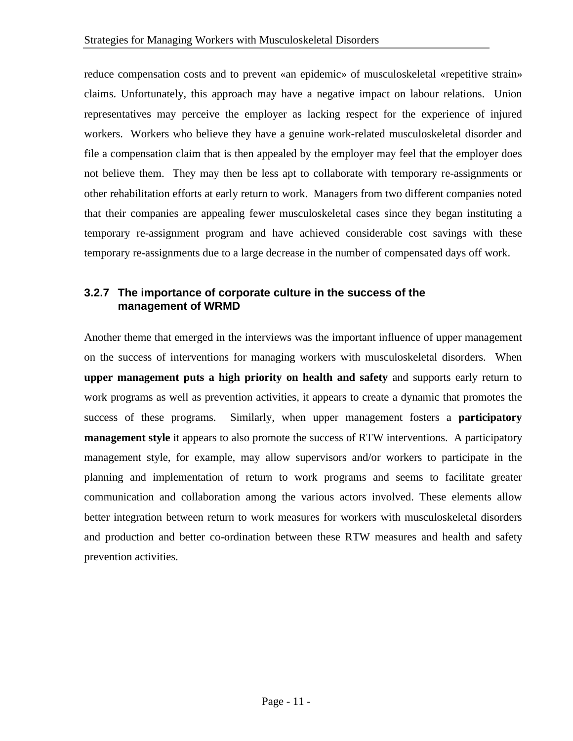reduce compensation costs and to prevent «an epidemic» of musculoskeletal «repetitive strain» claims. Unfortunately, this approach may have a negative impact on labour relations. Union representatives may perceive the employer as lacking respect for the experience of injured workers. Workers who believe they have a genuine work-related musculoskeletal disorder and file a compensation claim that is then appealed by the employer may feel that the employer does not believe them. They may then be less apt to collaborate with temporary re-assignments or other rehabilitation efforts at early return to work. Managers from two different companies noted that their companies are appealing fewer musculoskeletal cases since they began instituting a temporary re-assignment program and have achieved considerable cost savings with these temporary re-assignments due to a large decrease in the number of compensated days off work.

### 3.2.7 The importance of corporate culture in the success of the management of WRMD

Another theme that emerged in the interviews was the important influence of upper management on the success of interventions for managing workers with musculoskeletal disorders. When **upper management puts a high priority on health and safety** and supports early return to work programs as well as prevention activities, it appears to create a dynamic that promotes the success of these programs. Similarly, when upper management fosters a **participatory management style** it appears to also promote the success of RTW interventions. A participatory management style, for example, may allow supervisors and/or workers to participate in the planning and implementation of return to work programs and seems to facilitate greater communication and collaboration among the various actors involved. These elements allow better integration between return to work measures for workers with musculoskeletal disorders and production and better co-ordination between these RTW measures and health and safety prevention activities.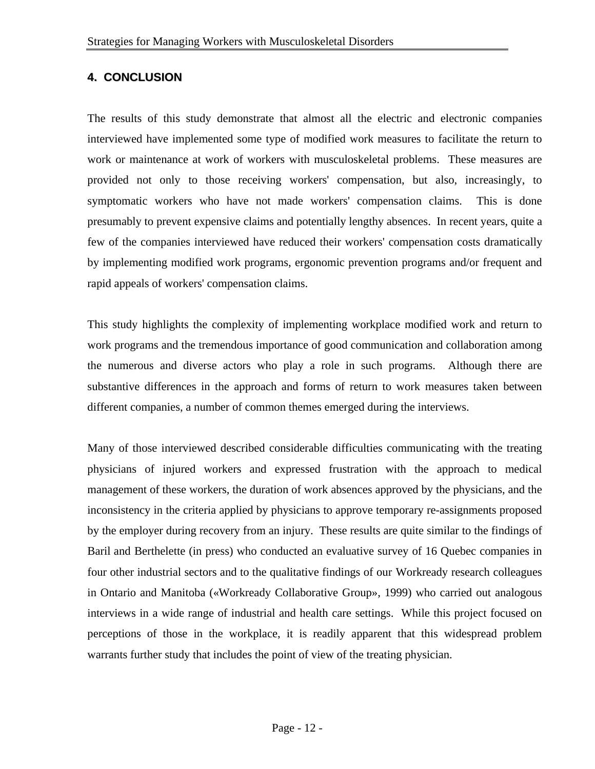## 4. CONCLUSION

The results of this study demonstrate that almost all the electric and electronic companies interviewed have implemented some type of modified work measures to facilitate the return to work or maintenance at work of workers with musculoskeletal problems. These measures are provided not only to those receiving workers' compensation, but also, increasingly, to symptomatic workers who have not made workers' compensation claims. This is done presumably to prevent expensive claims and potentially lengthy absences. In recent years, quite a few of the companies interviewed have reduced their workers' compensation costs dramatically by implementing modified work programs, ergonomic prevention programs and/or frequent and rapid appeals of workers' compensation claims.

This study highlights the complexity of implementing workplace modified work and return to work programs and the tremendous importance of good communication and collaboration among the numerous and diverse actors who play a role in such programs. Although there are substantive differences in the approach and forms of return to work measures taken between different companies, a number of common themes emerged during the interviews.

Many of those interviewed described considerable difficulties communicating with the treating physicians of injured workers and expressed frustration with the approach to medical management of these workers, the duration of work absences approved by the physicians, and the inconsistency in the criteria applied by physicians to approve temporary re-assignments proposed by the employer during recovery from an injury. These results are quite similar to the findings of Baril and Berthelette (in press) who conducted an evaluative survey of 16 Quebec companies in four other industrial sectors and to the qualitative findings of our Workready research colleagues in Ontario and Manitoba («Workready Collaborative Group», 1999) who carried out analogous interviews in a wide range of industrial and health care settings. While this project focused on perceptions of those in the workplace, it is readily apparent that this widespread problem warrants further study that includes the point of view of the treating physician.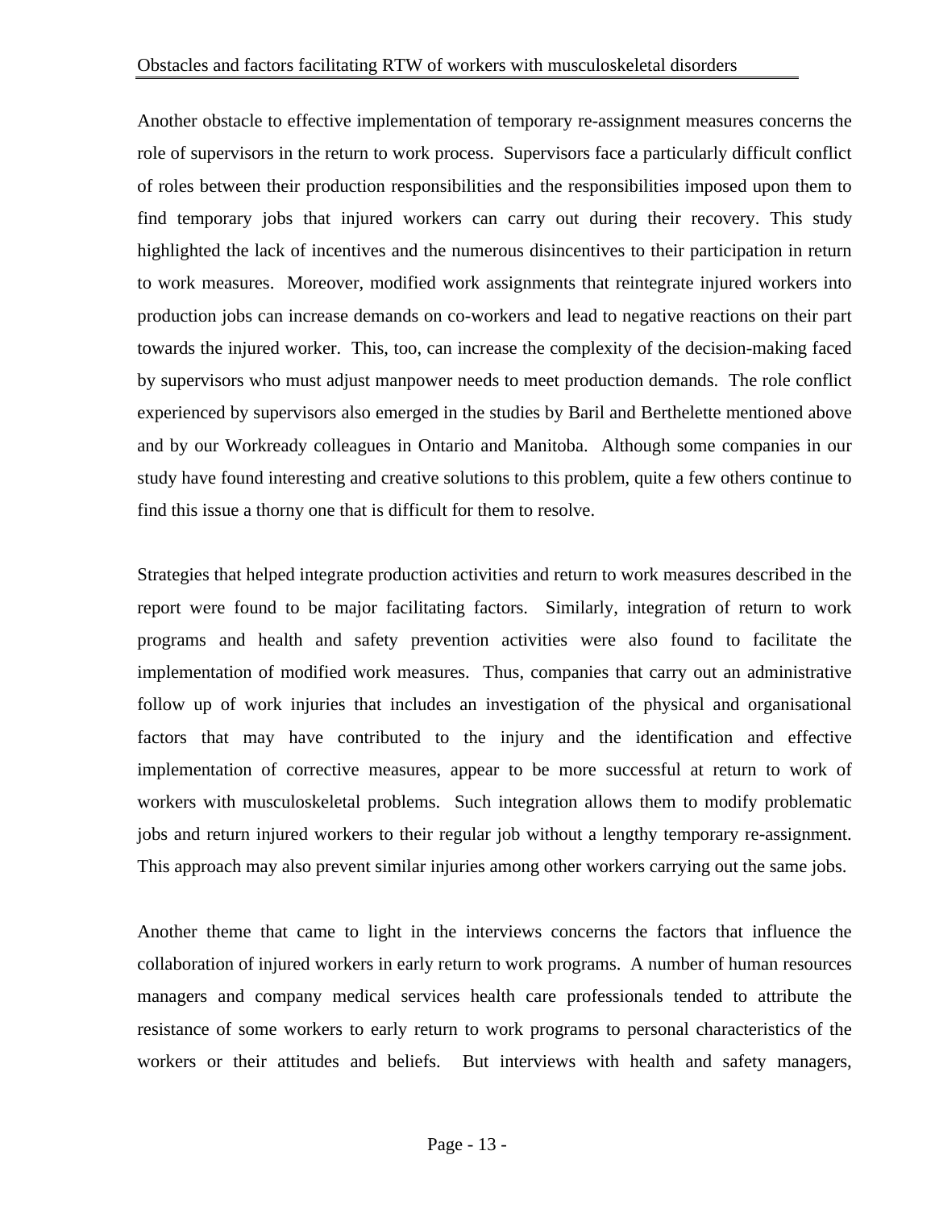Another obstacle to effective implementation of temporary re-assignment measures concerns the role of supervisors in the return to work process. Supervisors face a particularly difficult conflict of roles between their production responsibilities and the responsibilities imposed upon them to find temporary jobs that injured workers can carry out during their recovery. This study highlighted the lack of incentives and the numerous disincentives to their participation in return to work measures. Moreover, modified work assignments that reintegrate injured workers into production jobs can increase demands on co-workers and lead to negative reactions on their part towards the injured worker. This, too, can increase the complexity of the decision-making faced by supervisors who must adjust manpower needs to meet production demands. The role conflict experienced by supervisors also emerged in the studies by Baril and Berthelette mentioned above and by our Workready colleagues in Ontario and Manitoba. Although some companies in our study have found interesting and creative solutions to this problem, quite a few others continue to find this issue a thorny one that is difficult for them to resolve.

Strategies that helped integrate production activities and return to work measures described in the report were found to be major facilitating factors. Similarly, integration of return to work programs and health and safety prevention activities were also found to facilitate the implementation of modified work measures. Thus, companies that carry out an administrative follow up of work injuries that includes an investigation of the physical and organisational factors that may have contributed to the injury and the identification and effective implementation of corrective measures, appear to be more successful at return to work of workers with musculoskeletal problems. Such integration allows them to modify problematic jobs and return injured workers to their regular job without a lengthy temporary re-assignment. This approach may also prevent similar injuries among other workers carrying out the same jobs.

Another theme that came to light in the interviews concerns the factors that influence the collaboration of injured workers in early return to work programs. A number of human resources managers and company medical services health care professionals tended to attribute the resistance of some workers to early return to work programs to personal characteristics of the workers or their attitudes and beliefs. But interviews with health and safety managers,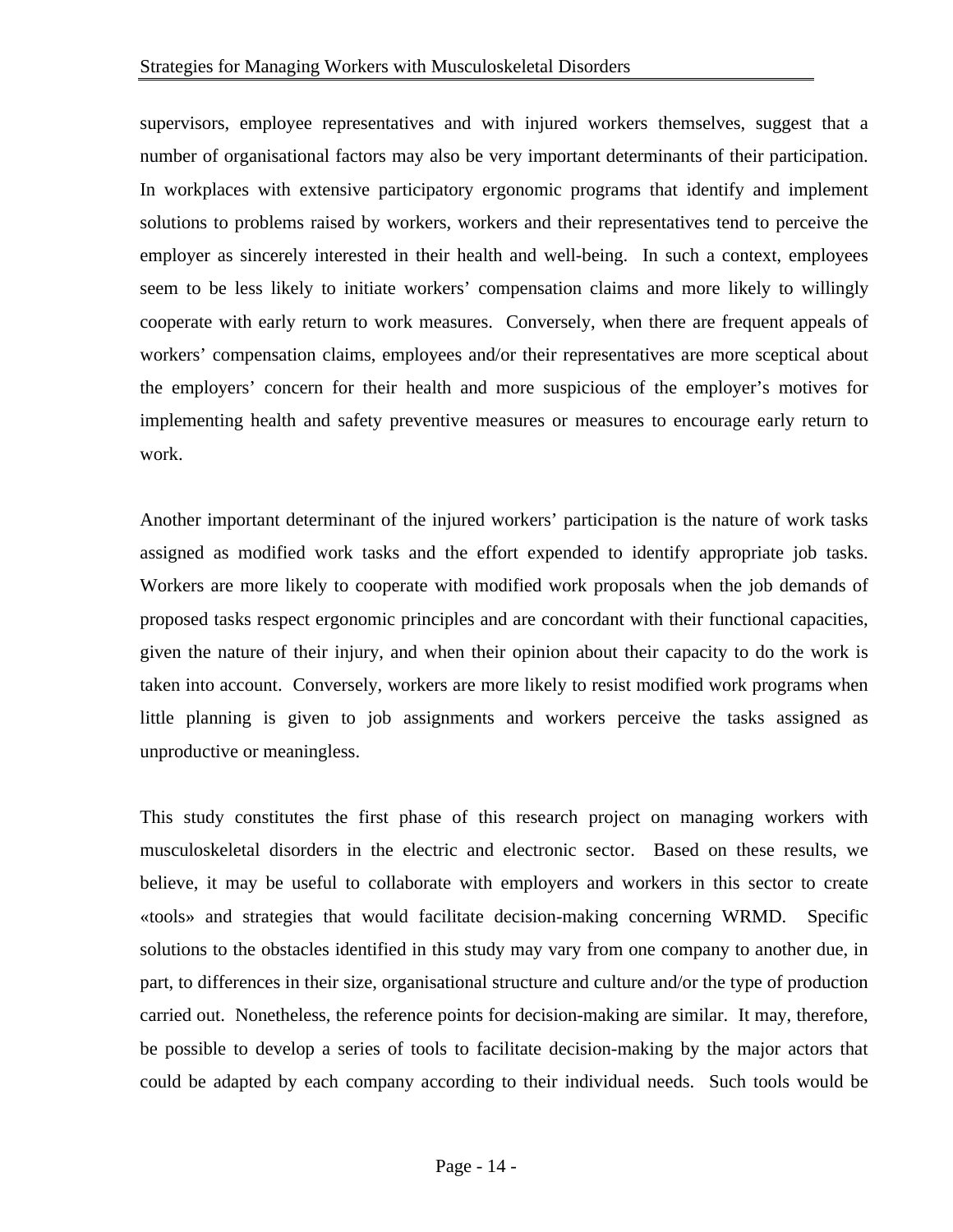supervisors, employee representatives and with injured workers themselves, suggest that a number of organisational factors may also be very important determinants of their participation. In workplaces with extensive participatory ergonomic programs that identify and implement solutions to problems raised by workers, workers and their representatives tend to perceive the employer as sincerely interested in their health and well-being. In such a context, employees seem to be less likely to initiate workers' compensation claims and more likely to willingly cooperate with early return to work measures. Conversely, when there are frequent appeals of workers' compensation claims, employees and/or their representatives are more sceptical about the employers' concern for their health and more suspicious of the employer's motives for implementing health and safety preventive measures or measures to encourage early return to work.

Another important determinant of the injured workers' participation is the nature of work tasks assigned as modified work tasks and the effort expended to identify appropriate job tasks. Workers are more likely to cooperate with modified work proposals when the job demands of proposed tasks respect ergonomic principles and are concordant with their functional capacities, given the nature of their injury, and when their opinion about their capacity to do the work is taken into account. Conversely, workers are more likely to resist modified work programs when little planning is given to job assignments and workers perceive the tasks assigned as unproductive or meaningless.

This study constitutes the first phase of this research project on managing workers with musculoskeletal disorders in the electric and electronic sector. Based on these results, we believe, it may be useful to collaborate with employers and workers in this sector to create «tools» and strategies that would facilitate decision-making concerning WRMD. Specific solutions to the obstacles identified in this study may vary from one company to another due, in part, to differences in their size, organisational structure and culture and/or the type of production carried out. Nonetheless, the reference points for decision-making are similar. It may, therefore, be possible to develop a series of tools to facilitate decision-making by the major actors that could be adapted by each company according to their individual needs. Such tools would be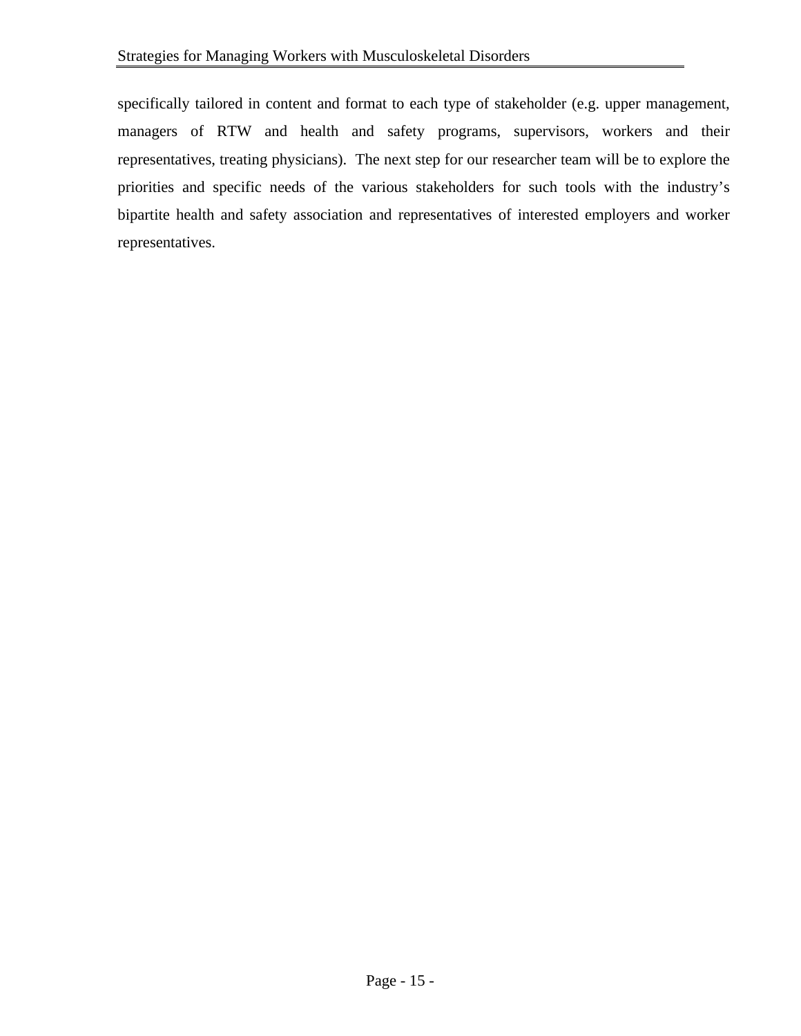specifically tailored in content and format to each type of stakeholder (e.g. upper management, managers of RTW and health and safety programs, supervisors, workers and their representatives, treating physicians). The next step for our researcher team will be to explore the priorities and specific needs of the various stakeholders for such tools with the industry's bipartite health and safety association and representatives of interested employers and worker representatives.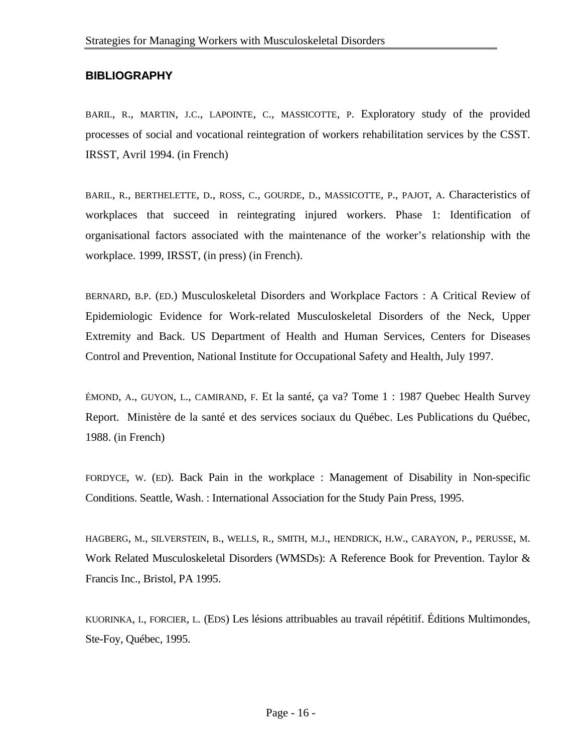## BIBLIOGRAPHY

BARIL, R., MARTIN, J.C., LAPOINTE, C., MASSICOTTE, P. Exploratory study of the provided processes of social and vocational reintegration of workers rehabilitation services by the CSST. IRSST, Avril 1994. (in French)

BARIL, R., BERTHELETTE, D., ROSS, C., GOURDE, D., MASSICOTTE, P., PAJOT, A. Characteristics of workplaces that succeed in reintegrating injured workers. Phase 1: Identification of organisational factors associated with the maintenance of the worker's relationship with the workplace. 1999, IRSST, (in press) (in French).

BERNARD, B.P. (ED.) Musculoskeletal Disorders and Workplace Factors : A Critical Review of Epidemiologic Evidence for Work-related Musculoskeletal Disorders of the Neck, Upper Extremity and Back. US Department of Health and Human Services, Centers for Diseases Control and Prevention, National Institute for Occupational Safety and Health, July 1997.

ÉMOND, A., GUYON, L., CAMIRAND, F. Et la santé, ça va? Tome 1 : 1987 Quebec Health Survey Report. Ministère de la santé et des services sociaux du Québec. Les Publications du Québec, 1988. (in French)

FORDYCE, W. (ED). Back Pain in the workplace : Management of Disability in Non-specific Conditions. Seattle, Wash. : International Association for the Study Pain Press, 1995.

HAGBERG, M., SILVERSTEIN, B., WELLS, R., SMITH, M.J., HENDRICK, H.W., CARAYON, P., PERUSSE, M. Work Related Musculoskeletal Disorders (WMSDs): A Reference Book for Prevention. Taylor & Francis Inc., Bristol, PA 1995.

KUORINKA, I., FORCIER, L. (EDS) Les lésions attribuables au travail répétitif. Éditions Multimondes, Ste-Foy, Québec, 1995.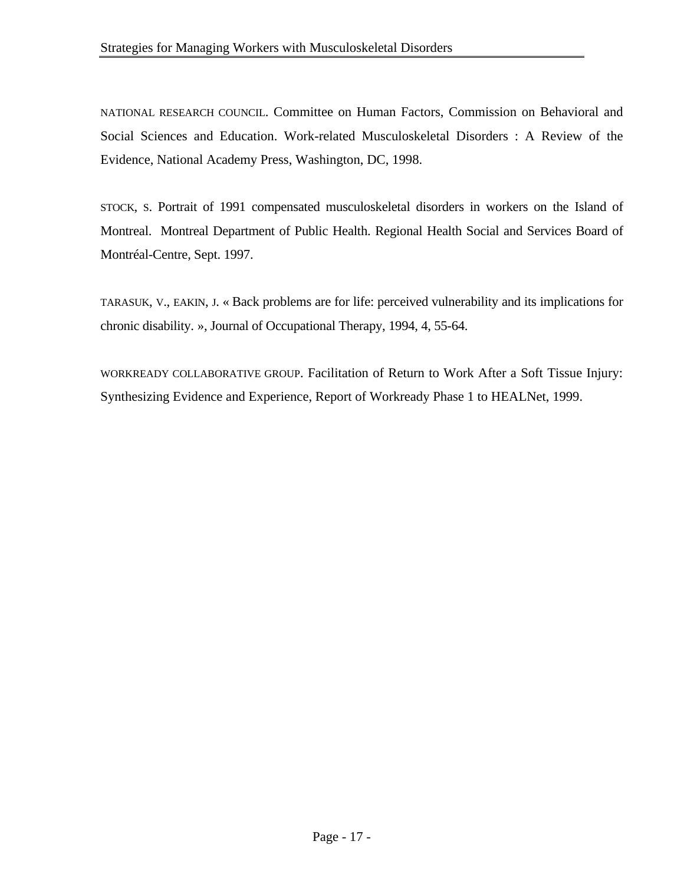NATIONAL RESEARCH COUNCIL. Committee on Human Factors, Commission on Behavioral and Social Sciences and Education. Work-related Musculoskeletal Disorders : A Review of the Evidence, National Academy Press, Washington, DC, 1998.

STOCK, S. Portrait of 1991 compensated musculoskeletal disorders in workers on the Island of Montreal. Montreal Department of Public Health. Regional Health Social and Services Board of Montréal-Centre, Sept. 1997.

TARASUK, V., EAKIN, J. « Back problems are for life: perceived vulnerability and its implications for chronic disability. », Journal of Occupational Therapy, 1994, 4, 55-64.

WORKREADY COLLABORATIVE GROUP. Facilitation of Return to Work After a Soft Tissue Injury: Synthesizing Evidence and Experience, Report of Workready Phase 1 to HEALNet, 1999.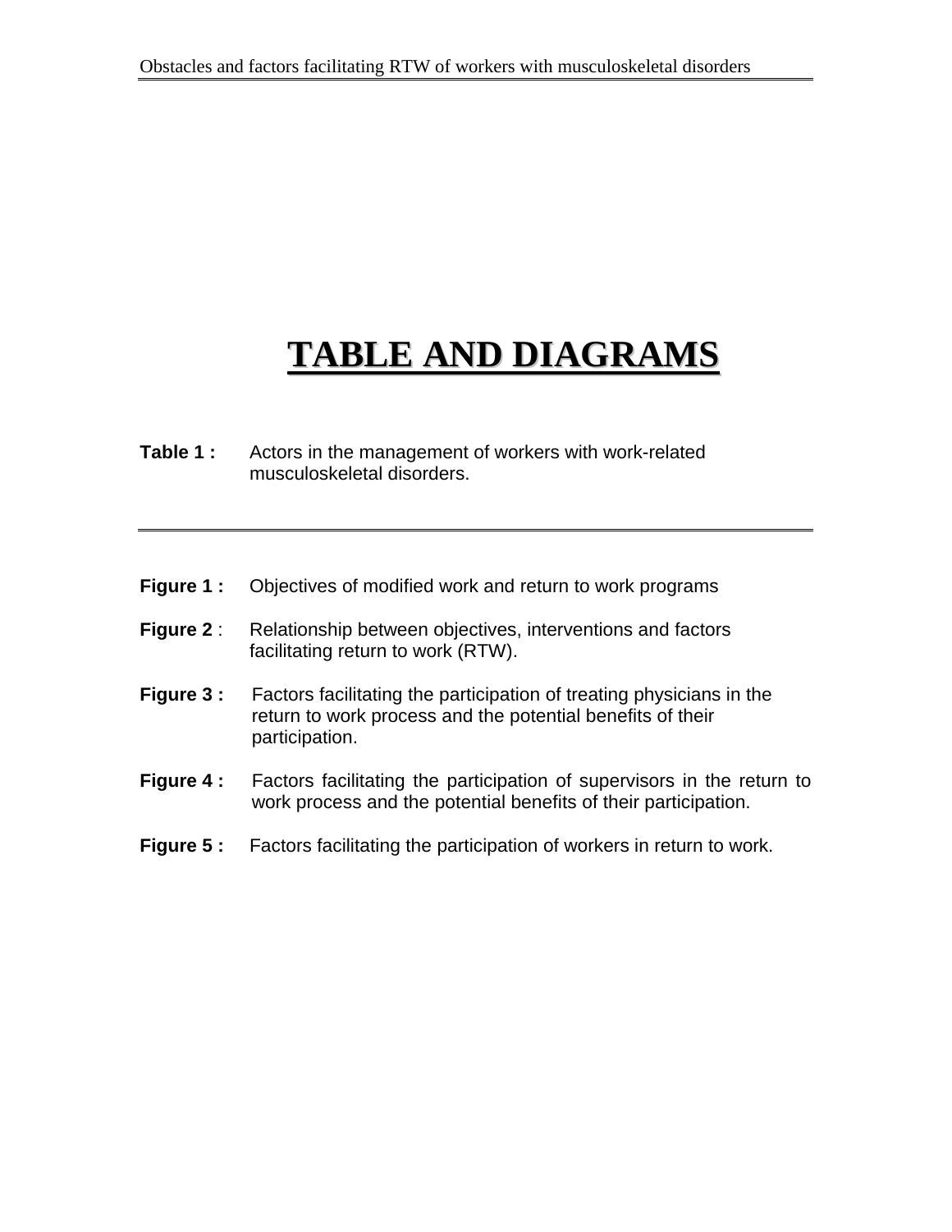# TABLE AND DIAGRAMS

**Table 1 :** Actors in the management of workers with work-related musculoskeletal disorders.

---

**Figure 1 :** Objectives of modified work and return to work programs

**Figure 2** : Relationship between objectives, interventions and factors facilitating return to work (RTW).

**Figure 3 :** Factors facilitating the participation of treating physicians in the return to work process and the potential benefits of their participation.

**Figure 4 :** Factors facilitating the participation of supervisors in the return to work process and the potential benefits of their participation.

**Figure 5 :** Factors facilitating the participation of workers in return to work.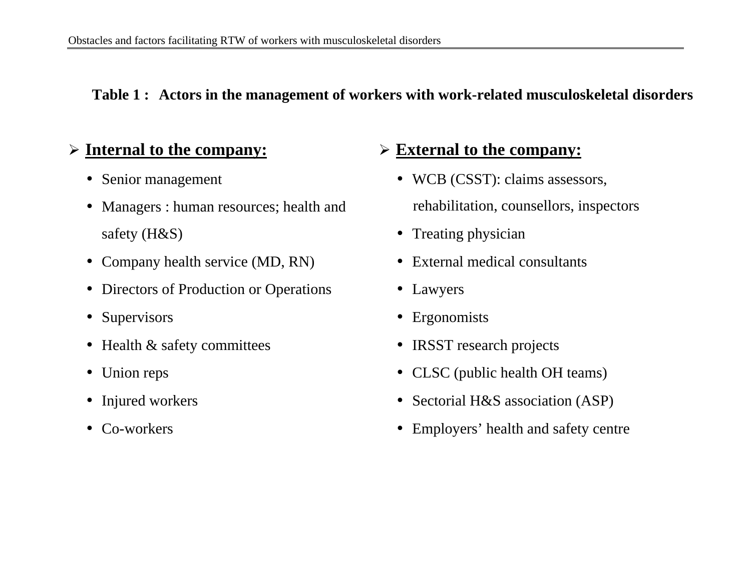**Table 1 : Actors in the management of workers with work-related musculoskeletal disorders**

- **Internal to the company:**
  - Senior management
  - Managers : human resources; health and safety (H&S)
  - Company health service (MD, RN)
  - Directors of Production or Operations
  - Supervisors
  - Health & safety committees
  - Union reps
  - Injured workers
  - Co-workers

- **External to the company:**
  - WCB (CSST): claims assessors, rehabilitation, counsellors, inspectors
  - Treating physician
  - External medical consultants
  - Lawyers
  - Ergonomists
  - IRSST research projects
  - CLSC (public health OH teams)
  - Sectorial H&S association (ASP)
  - Employers' health and safety centre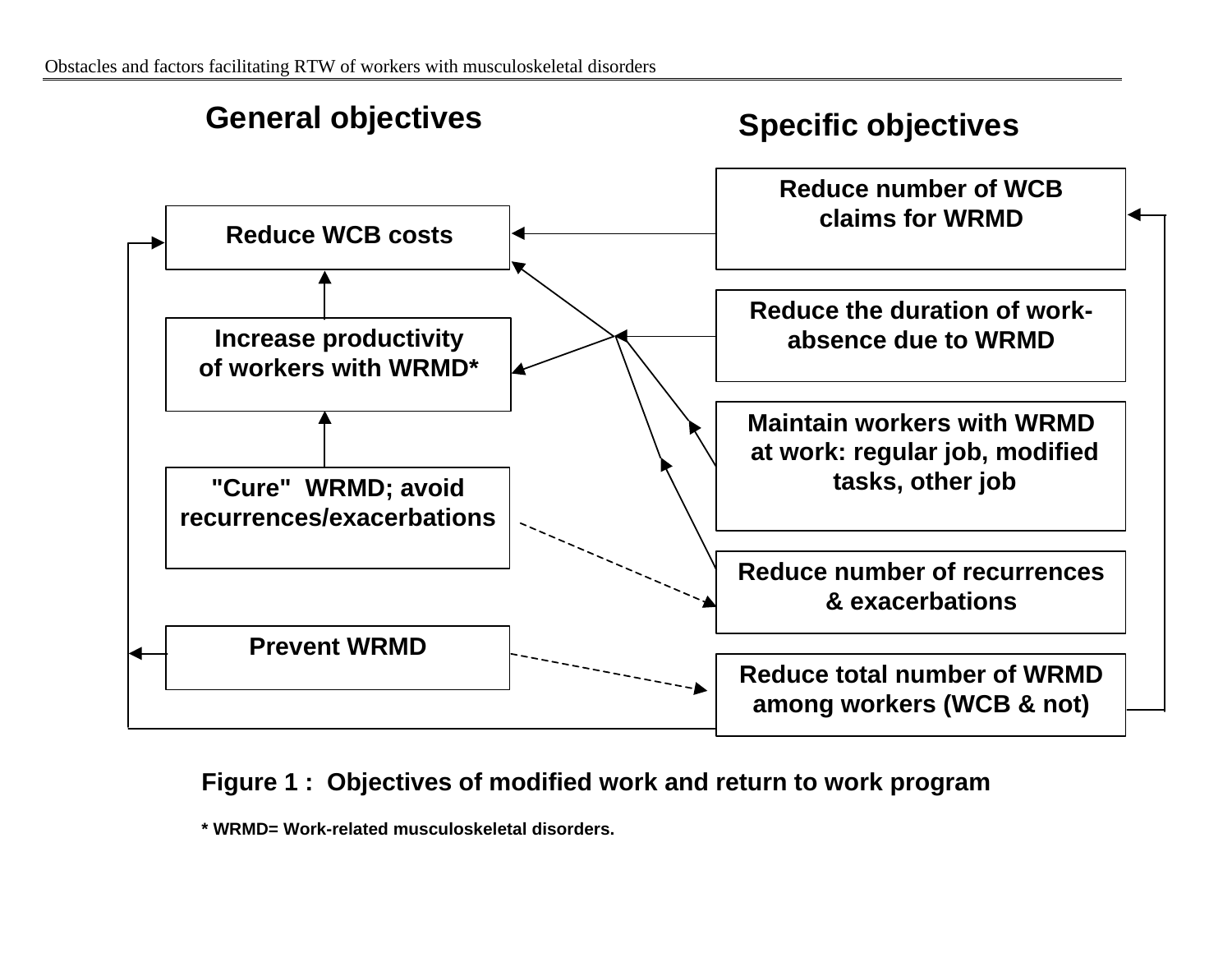General objectives

Specific objectives

Reduce WCB costs

Increase productivity of workers with WRMD*

"Cure" WRMD; avoid recurrences/exacerbations

Prevent WRMD

Reduce number of WCB claims for WRMD

Reduce the duration of work-absence due to WRMD

Maintain workers with WRMD at work: regular job, modified tasks, other job

Reduce number of recurrences & exacerbations

Reduce total number of WRMD among workers (WCB & not)

**Figure 1 : Objectives of modified work and return to work program**

**\* WRMD= Work-related musculoskeletal disorders.**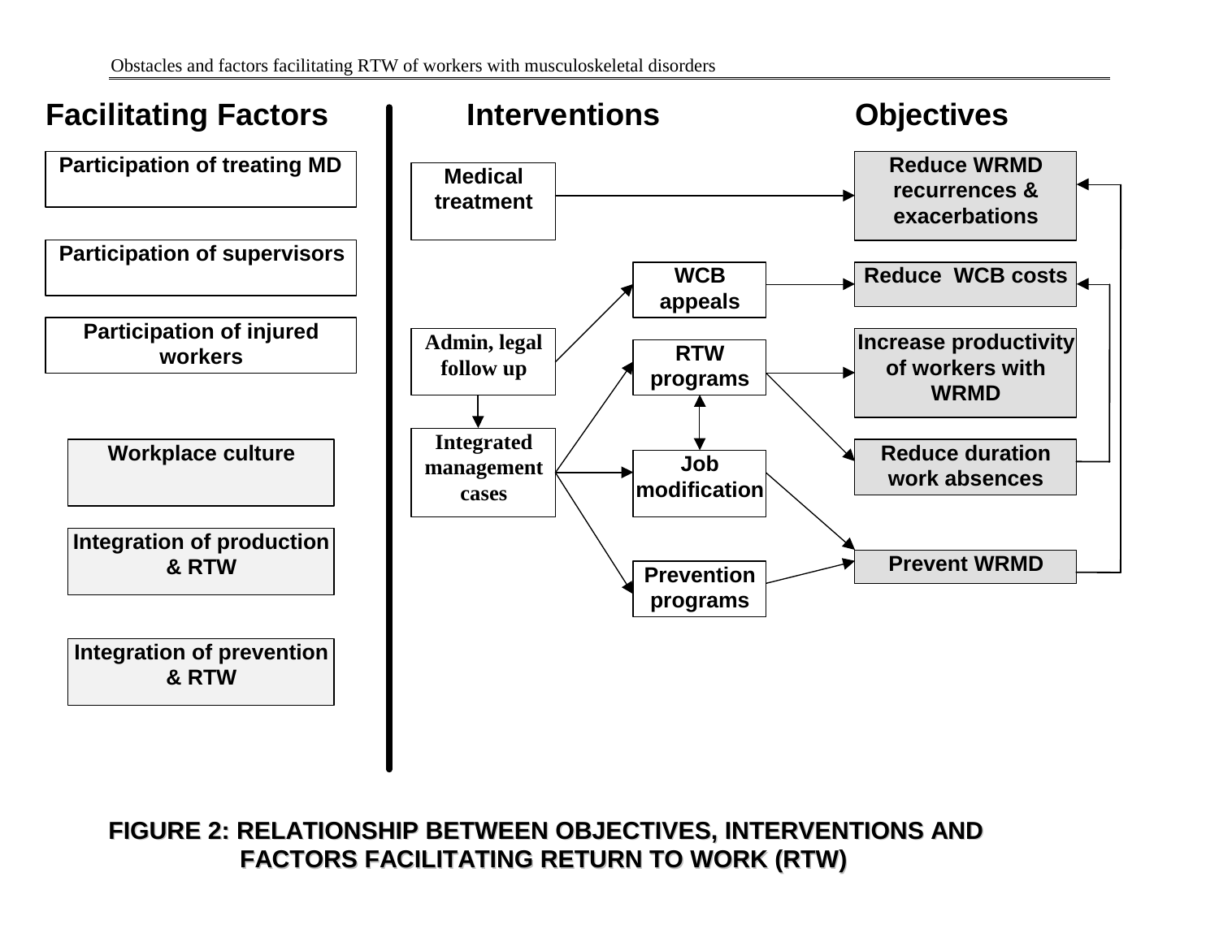## Facilitating Factors

- Participation of treating MD
- Participation of supervisors
- Participation of injured workers
- Workplace culture
- Integration of production & RTW
- Integration of prevention & RTW

## Interventions

- Medical treatment
- Admin, legal follow up
- Integrated management cases
- WCB appeals
- RTW programs
- Job modification
- Prevention programs

## Objectives

- Reduce WRMD recurrences & exacerbations
- Reduce WCB costs
- Increase productivity of workers with WRMD
- Reduce duration work absences
- Prevent WRMD

**FIGURE 2: RELATIONSHIP BETWEEN OBJECTIVES, INTERVENTIONS AND FACTORS FACILITATING RETURN TO WORK (RTW)**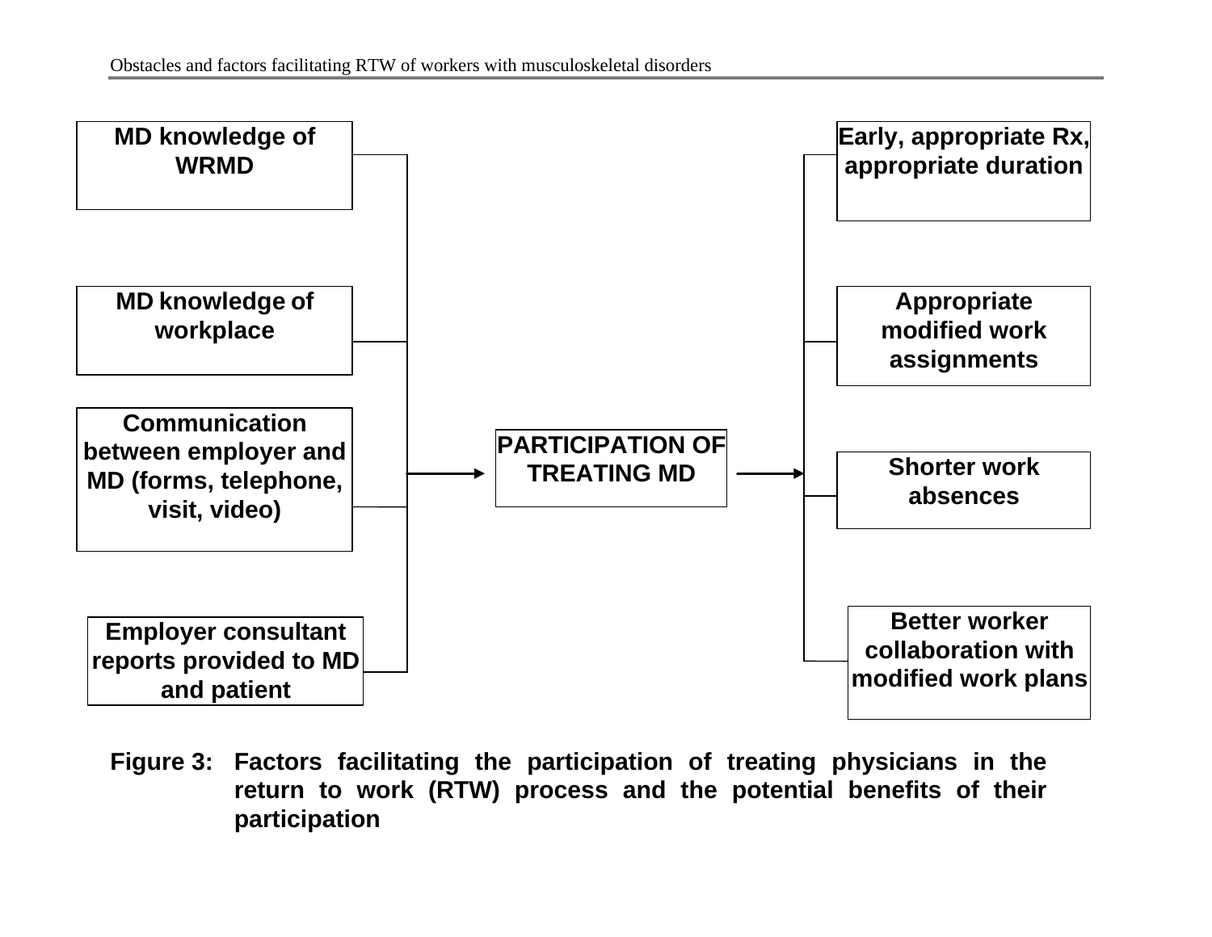MD knowledge of WRMD

MD knowledge of workplace

Communication between employer and MD (forms, telephone, visit, video)

Employer consultant reports provided to MD and patient

PARTICIPATION OF TREATING MD

Early, appropriate Rx, appropriate duration

Appropriate modified work assignments

Shorter work absences

Better worker collaboration with modified work plans

**Figure 3: Factors facilitating the participation of treating physicians in the return to work (RTW) process and the potential benefits of their participation**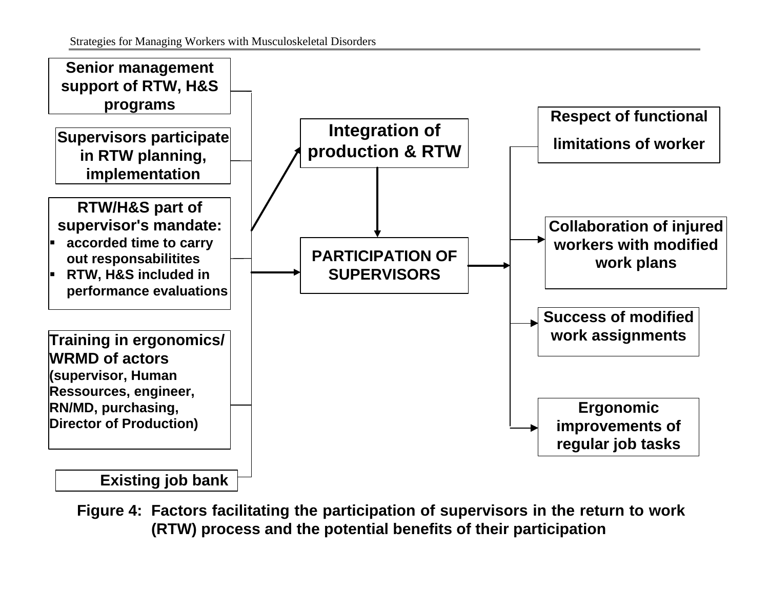Senior management support of RTW, H&S programs

Supervisors participate in RTW planning, implementation

RTW/H&S part of supervisor's mandate:
- accorded time to carry out responsabilitites
- RTW, H&S included in performance evaluations

Training in ergonomics/ WRMD of actors (supervisor, Human Ressources, engineer, RN/MD, purchasing, Director of Production)

Existing job bank

Integration of production & RTW

PARTICIPATION OF SUPERVISORS

Respect of functional limitations of worker

Collaboration of injured workers with modified work plans

Success of modified work assignments

Ergonomic improvements of regular job tasks

**Figure 4: Factors facilitating the participation of supervisors in the return to work (RTW) process and the potential benefits of their participation**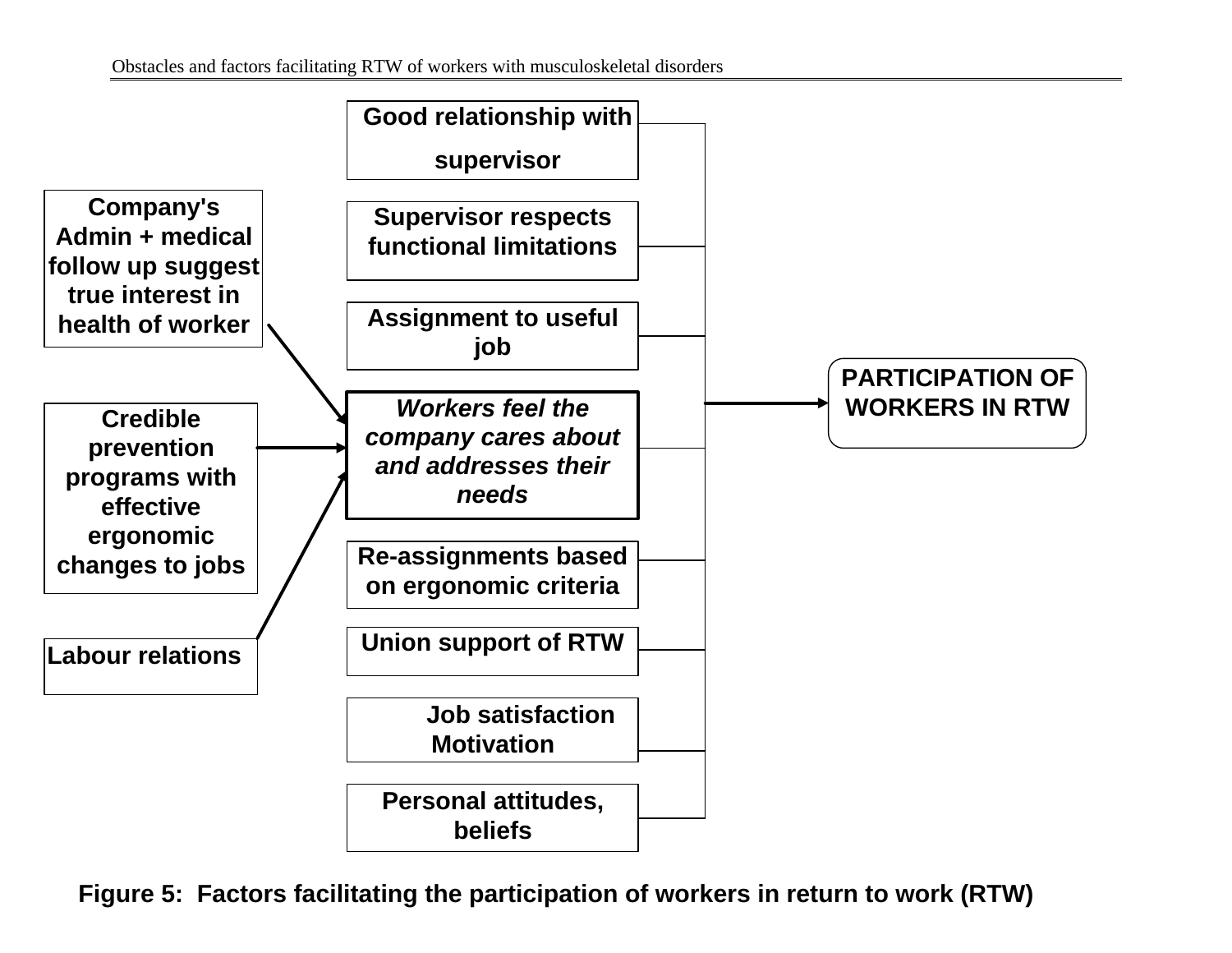Good relationship with supervisor

Supervisor respects functional limitations

Assignment to useful job

Company's Admin + medical follow up suggest true interest in health of worker

*Workers feel the company cares about and addresses their needs*

Credible prevention programs with effective ergonomic changes to jobs

Labour relations

PARTICIPATION OF WORKERS IN RTW

Re-assignments based on ergonomic criteria

Union support of RTW

Job satisfaction
Motivation

Personal attitudes, beliefs

**Figure 5: Factors facilitating the participation of workers in return to work (RTW)**